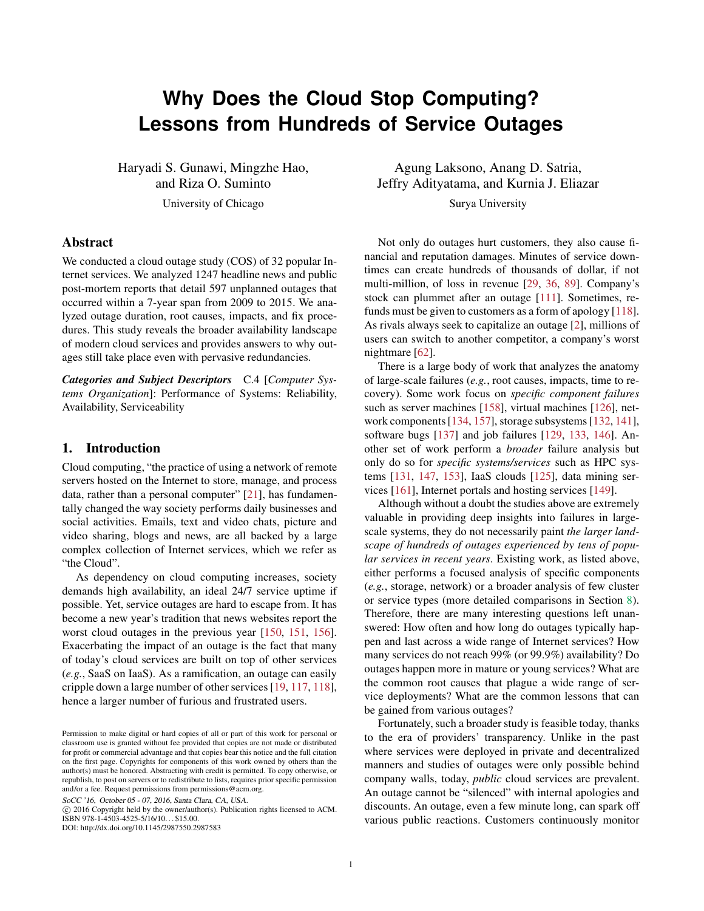# Why Does the Cloud Stop Computing? Lessons from Hundreds of Service Outages

Haryadi S. Gunawi, Mingzhe Hao, and Riza O. Suminto
University of Chicago

Agung Laksono, Anang D. Satria, Jeffry Adityatama, and Kurnia J. Eliazar
Surya University

## Abstract

We conducted a cloud outage study (COS) of 32 popular Internet services. We analyzed 1247 headline news and public post-mortem reports that detail 597 unplanned outages that occurred within a 7-year span from 2009 to 2015. We analyzed outage duration, root causes, impacts, and fix procedures. This study reveals the broader availability landscape of modern cloud services and provides answers to why outages still take place even with pervasive redundancies.

***Categories and Subject Descriptors*** C.4 [*Computer Systems Organization*]: Performance of Systems: Reliability, Availability, Serviceability

## 1. Introduction

Cloud computing, "the practice of using a network of remote servers hosted on the Internet to store, manage, and process data, rather than a personal computer" [21], has fundamentally changed the way society performs daily businesses and social activities. Emails, text and video chats, picture and video sharing, blogs and news, are all backed by a large complex collection of Internet services, which we refer as "the Cloud".

As dependency on cloud computing increases, society demands high availability, an ideal 24/7 service uptime if possible. Yet, service outages are hard to escape from. It has become a new year's tradition that news websites report the worst cloud outages in the previous year [150, 151, 156]. Exacerbating the impact of an outage is the fact that many of today's cloud services are built on top of other services (*e.g.*, SaaS on IaaS). As a ramification, an outage can easily cripple down a large number of other services [19, 117, 118], hence a larger number of furious and frustrated users.

Not only do outages hurt customers, they also cause financial and reputation damages. Minutes of service downtimes can create hundreds of thousands of dollar, if not multi-million, of loss in revenue [29, 36, 89]. Company's stock can plummet after an outage [111]. Sometimes, refunds must be given to customers as a form of apology [118]. As rivals always seek to capitalize an outage [2], millions of users can switch to another competitor, a company's worst nightmare [62].

There is a large body of work that analyzes the anatomy of large-scale failures (*e.g.*, root causes, impacts, time to recovery). Some work focus on *specific component failures* such as server machines [158], virtual machines [126], network components [134, 157], storage subsystems [132, 141], software bugs [137] and job failures [129, 133, 146]. Another set of work perform a *broader* failure analysis but only do so for *specific systems/services* such as HPC systems [131, 147, 153], IaaS clouds [125], data mining services [161], Internet portals and hosting services [149].

Although without a doubt the studies above are extremely valuable in providing deep insights into failures in large-scale systems, they do not necessarily paint *the larger landscape of hundreds of outages experienced by tens of popular services in recent years*. Existing work, as listed above, either performs a focused analysis of specific components (*e.g.*, storage, network) or a broader analysis of few cluster or service types (more detailed comparisons in Section 8). Therefore, there are many interesting questions left unanswered: How often and how long do outages typically happen and last across a wide range of Internet services? How many services do not reach 99% (or 99.9%) availability? Do outages happen more in mature or young services? What are the common root causes that plague a wide range of service deployments? What are the common lessons that can be gained from various outages?

Fortunately, such a broader study is feasible today, thanks to the era of providers' transparency. Unlike in the past where services were deployed in private and decentralized manners and studies of outages were only possible behind company walls, today, *public* cloud services are prevalent. An outage cannot be "silenced" with internal apologies and discounts. An outage, even a few minute long, can spark off various public reactions. Customers continuously monitor

Permission to make digital or hard copies of all or part of this work for personal or classroom use is granted without fee provided that copies are not made or distributed for profit or commercial advantage and that copies bear this notice and the full citation on the first page. Copyrights for components of this work owned by others than the author(s) must be honored. Abstracting with credit is permitted. To copy otherwise, or republish, to post on servers or to redistribute to lists, requires prior specific permission and/or a fee. Request permissions from permissions@acm.org.

*SoCC '16, October 05 - 07, 2016, Santa Clara, CA, USA.*
© 2016 Copyright held by the owner/author(s). Publication rights licensed to ACM. ISBN 978-1-4503-4525-5/16/10…$15.00.
DOI: http://dx.doi.org/10.1145/2987550.2987583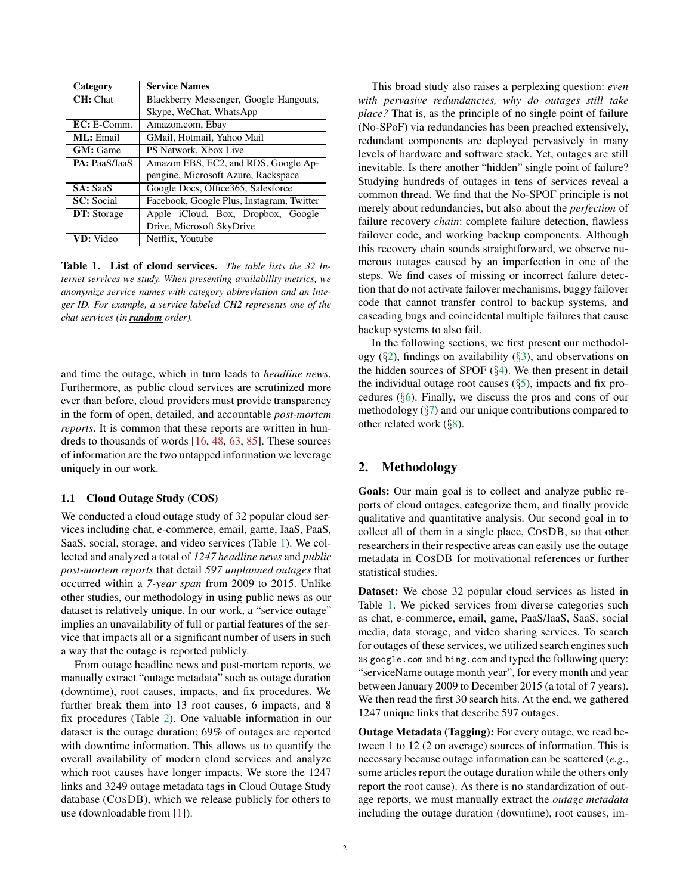| Category | Service Names |
|---|---|
| **CH:** Chat | Blackberry Messenger, Google Hangouts, Skype, WeChat, WhatsApp |
| **EC:** E-Comm. | Amazon.com, Ebay |
| **ML:** Email | GMail, Hotmail, Yahoo Mail |
| **GM:** Game | PS Network, Xbox Live |
| **PA:** PaaS/IaaS | Amazon EBS, EC2, and RDS, Google Appengine, Microsoft Azure, Rackspace |
| **SA:** SaaS | Google Docs, Office365, Salesforce |
| **SC:** Social | Facebook, Google Plus, Instagram, Twitter |
| **DT:** Storage | Apple iCloud, Box, Dropbox, Google Drive, Microsoft SkyDrive |
| **VD:** Video | Netflix, Youtube |

**Table 1. List of cloud services.** *The table lists the 32 Internet services we study. When presenting availability metrics, we anonymize service names with category abbreviation and an integer ID. For example, a service labeled CH2 represents one of the chat services (in **random** order).*

and time the outage, which in turn leads to *headline news*. Furthermore, as public cloud services are scrutinized more ever than before, cloud providers must provide transparency in the form of open, detailed, and accountable *post-mortem reports*. It is common that these reports are written in hundreds to thousands of words [16, 48, 63, 85]. These sources of information are the two untapped information we leverage uniquely in our work.

### 1.1 Cloud Outage Study (COS)

We conducted a cloud outage study of 32 popular cloud services including chat, e-commerce, email, game, IaaS, PaaS, SaaS, social, storage, and video services (Table 1). We collected and analyzed a total of *1247 headline news* and *public post-mortem reports* that detail *597 unplanned outages* that occurred within a *7-year span* from 2009 to 2015. Unlike other studies, our methodology in using public news as our dataset is relatively unique. In our work, a "service outage" implies an unavailability of full or partial features of the service that impacts all or a significant number of users in such a way that the outage is reported publicly.

From outage headline news and post-mortem reports, we manually extract "outage metadata" such as outage duration (downtime), root causes, impacts, and fix procedures. We further break them into 13 root causes, 6 impacts, and 8 fix procedures (Table 2). One valuable information in our dataset is the outage duration; 69% of outages are reported with downtime information. This allows us to quantify the overall availability of modern cloud services and analyze which root causes have longer impacts. We store the 1247 links and 3249 outage metadata tags in Cloud Outage Study database (COSDB), which we release publicly for others to use (downloadable from [1]).

This broad study also raises a perplexing question: *even with pervasive redundancies, why do outages still take place?* That is, as the principle of no single point of failure (No-SPoF) via redundancies has been preached extensively, redundant components are deployed pervasively in many levels of hardware and software stack. Yet, outages are still inevitable. Is there another "hidden" single point of failure? Studying hundreds of outages in tens of services reveal a common thread. We find that the No-SPOF principle is not merely about redundancies, but also about the *perfection* of failure recovery *chain*: complete failure detection, flawless failover code, and working backup components. Although this recovery chain sounds straightforward, we observe numerous outages caused by an imperfection in one of the steps. We find cases of missing or incorrect failure detection that do not activate failover mechanisms, buggy failover code that cannot transfer control to backup systems, and cascading bugs and coincidental multiple failures that cause backup systems to also fail.

In the following sections, we first present our methodology (§2), findings on availability (§3), and observations on the hidden sources of SPOF (§4). We then present in detail the individual outage root causes (§5), impacts and fix procedures (§6). Finally, we discuss the pros and cons of our methodology (§7) and our unique contributions compared to other related work (§8).

## 2. Methodology

**Goals:** Our main goal is to collect and analyze public reports of cloud outages, categorize them, and finally provide qualitative and quantitative analysis. Our second goal in to collect all of them in a single place, COSDB, so that other researchers in their respective areas can easily use the outage metadata in COSDB for motivational references or further statistical studies.

**Dataset:** We chose 32 popular cloud services as listed in Table 1. We picked services from diverse categories such as chat, e-commerce, email, game, PaaS/IaaS, SaaS, social media, data storage, and video sharing services. To search for outages of these services, we utilized search engines such as `google.com` and `bing.com` and typed the following query: "serviceName outage month year", for every month and year between January 2009 to December 2015 (a total of 7 years). We then read the first 30 search hits. At the end, we gathered 1247 unique links that describe 597 outages.

**Outage Metadata (Tagging):** For every outage, we read between 1 to 12 (2 on average) sources of information. This is necessary because outage information can be scattered (*e.g.*, some articles report the outage duration while the others only report the root cause). As there is no standardization of outage reports, we must manually extract the *outage metadata* including the outage duration (downtime), root causes, im-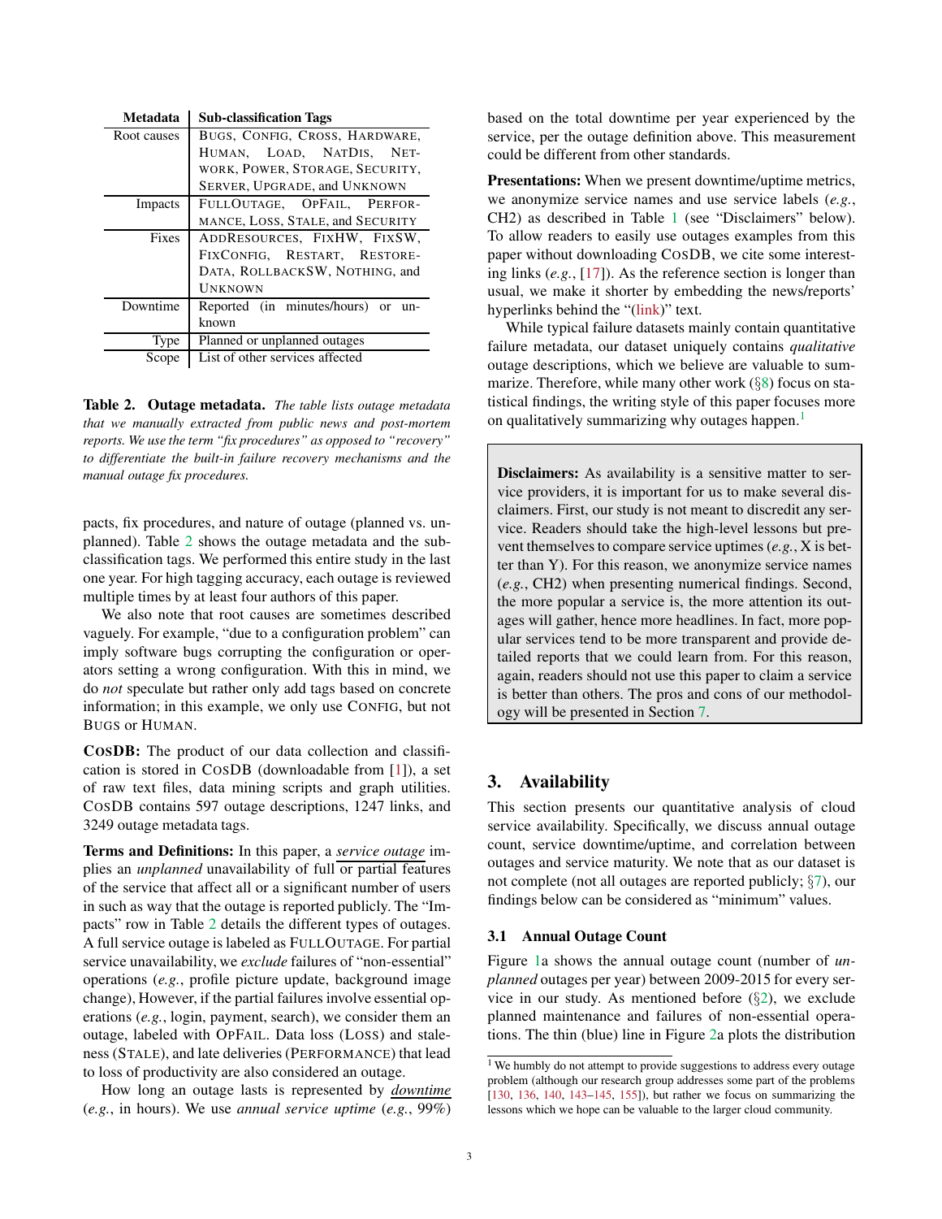| Metadata | Sub-classification Tags |
| --- | --- |
| Root causes | BUGS, CONFIG, CROSS, HARDWARE, HUMAN, LOAD, NATDIS, NETWORK, POWER, STORAGE, SECURITY, SERVER, UPGRADE, and UNKNOWN |
| Impacts | FULLOUTAGE, OPFAIL, PERFORMANCE, LOSS, STALE, and SECURITY |
| Fixes | ADDRESOURCES, FIXHW, FIXSW, FIXCONFIG, RESTART, RESTOREDATA, ROLLBACKSW, NOTHING, and UNKNOWN |
| Downtime | Reported (in minutes/hours) or unknown |
| Type | Planned or unplanned outages |
| Scope | List of other services affected |

**Table 2. Outage metadata.** *The table lists outage metadata that we manually extracted from public news and post-mortem reports. We use the term "fix procedures" as opposed to "recovery" to differentiate the built-in failure recovery mechanisms and the manual outage fix procedures.*

pacts, fix procedures, and nature of outage (planned vs. unplanned). Table 2 shows the outage metadata and the sub-classification tags. We performed this entire study in the last one year. For high tagging accuracy, each outage is reviewed multiple times by at least four authors of this paper.

We also note that root causes are sometimes described vaguely. For example, "due to a configuration problem" can imply software bugs corrupting the configuration or operators setting a wrong configuration. With this in mind, we do *not* speculate but rather only add tags based on concrete information; in this example, we only use CONFIG, but not BUGS or HUMAN.

**COSDB:** The product of our data collection and classification is stored in COSDB (downloadable from [1]), a set of raw text files, data mining scripts and graph utilities. COSDB contains 597 outage descriptions, 1247 links, and 3249 outage metadata tags.

**Terms and Definitions:** In this paper, a ***service outage*** implies an *unplanned* unavailability of full or partial features of the service that affect all or a significant number of users in such as way that the outage is reported publicly. The "Impacts" row in Table 2 details the different types of outages. A full service outage is labeled as FULLOUTAGE. For partial service unavailability, we *exclude* failures of "non-essential" operations (*e.g.*, profile picture update, background image change), However, if the partial failures involve essential operations (*e.g.*, login, payment, search), we consider them an outage, labeled with OPFAIL. Data loss (LOSS) and staleness (STALE), and late deliveries (PERFORMANCE) that lead to loss of productivity are also considered an outage.

How long an outage lasts is represented by ***downtime*** (*e.g.*, in hours). We use *annual service uptime* (*e.g.*, 99%) based on the total downtime per year experienced by the service, per the outage definition above. This measurement could be different from other standards.

**Presentations:** When we present downtime/uptime metrics, we anonymize service names and use service labels (*e.g.*, CH2) as described in Table 1 (see "Disclaimers" below). To allow readers to easily use outages examples from this paper without downloading COSDB, we cite some interesting links (*e.g.*, [17]). As the reference section is longer than usual, we make it shorter by embedding the news/reports' hyperlinks behind the "(link)" text.

While typical failure datasets mainly contain quantitative failure metadata, our dataset uniquely contains *qualitative* outage descriptions, which we believe are valuable to summarize. Therefore, while many other work (§8) focus on statistical findings, the writing style of this paper focuses more on qualitatively summarizing why outages happen.[1]

> **Disclaimers:** As availability is a sensitive matter to service providers, it is important for us to make several disclaimers. First, our study is not meant to discredit any service. Readers should take the high-level lessons but prevent themselves to compare service uptimes (*e.g.*, X is better than Y). For this reason, we anonymize service names (*e.g.*, CH2) when presenting numerical findings. Second, the more popular a service is, the more attention its outages will gather, hence more headlines. In fact, more popular services tend to be more transparent and provide detailed reports that we could learn from. For this reason, again, readers should not use this paper to claim a service is better than others. The pros and cons of our methodology will be presented in Section 7.

## 3. Availability

This section presents our quantitative analysis of cloud service availability. Specifically, we discuss annual outage count, service downtime/uptime, and correlation between outages and service maturity. We note that as our dataset is not complete (not all outages are reported publicly; §7), our findings below can be considered as "minimum" values.

### 3.1 Annual Outage Count

Figure 1a shows the annual outage count (number of *unplanned* outages per year) between 2009-2015 for every service in our study. As mentioned before (§2), we exclude planned maintenance and failures of non-essential operations. The thin (blue) line in Figure 2a plots the distribution

[1] We humbly do not attempt to provide suggestions to address every outage problem (although our research group addresses some part of the problems [130, 136, 140, 143–145, 155]), but rather we focus on summarizing the lessons which we hope can be valuable to the larger cloud community.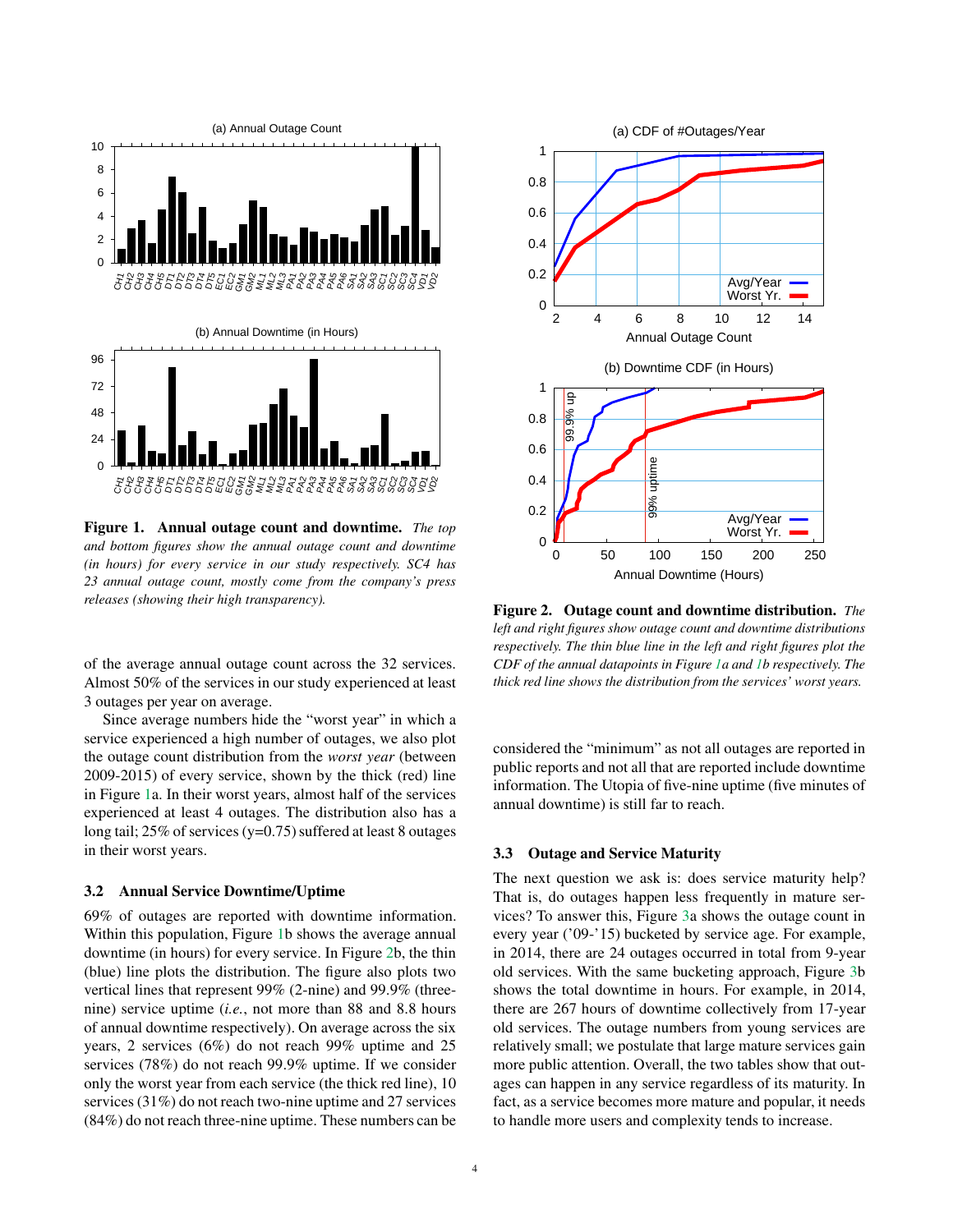**Figure 1. Annual outage count and downtime.** *The top and bottom figures show the annual outage count and downtime (in hours) for every service in our study respectively. SC4 has 23 annual outage count, mostly come from the company's press releases (showing their high transparency).*

**Figure 2. Outage count and downtime distribution.** *The left and right figures show outage count and downtime distributions respectively. The thin blue line in the left and right figures plot the CDF of the annual datapoints in Figure 1a and 1b respectively. The thick red line shows the distribution from the services' worst years.*

of the average annual outage count across the 32 services. Almost 50% of the services in our study experienced at least 3 outages per year on average.

Since average numbers hide the "worst year" in which a service experienced a high number of outages, we also plot the outage count distribution from the *worst year* (between 2009-2015) of every service, shown by the thick (red) line in Figure 1a. In their worst years, almost half of the services experienced at least 4 outages. The distribution also has a long tail; 25% of services (y=0.75) suffered at least 8 outages in their worst years.

### 3.2 Annual Service Downtime/Uptime

69% of outages are reported with downtime information. Within this population, Figure 1b shows the average annual downtime (in hours) for every service. In Figure 2b, the thin (blue) line plots the distribution. The figure also plots two vertical lines that represent 99% (2-nine) and 99.9% (three-nine) service uptime (*i.e.*, not more than 88 and 8.8 hours of annual downtime respectively). On average across the six years, 2 services (6%) do not reach 99% uptime and 25 services (78%) do not reach 99.9% uptime. If we consider only the worst year from each service (the thick red line), 10 services (31%) do not reach two-nine uptime and 27 services (84%) do not reach three-nine uptime. These numbers can be considered the "minimum" as not all outages are reported in public reports and not all that are reported include downtime information. The Utopia of five-nine uptime (five minutes of annual downtime) is still far to reach.

### 3.3 Outage and Service Maturity

The next question we ask is: does service maturity help? That is, do outages happen less frequently in mature services? To answer this, Figure 3a shows the outage count in every year ('09-'15) bucketed by service age. For example, in 2014, there are 24 outages occurred in total from 9-year old services. With the same bucketing approach, Figure 3b shows the total downtime in hours. For example, in 2014, there are 267 hours of downtime collectively from 17-year old services. The outage numbers from young services are relatively small; we postulate that large mature services gain more public attention. Overall, the two tables show that outages can happen in any service regardless of its maturity. In fact, as a service becomes more mature and popular, it needs to handle more users and complexity tends to increase.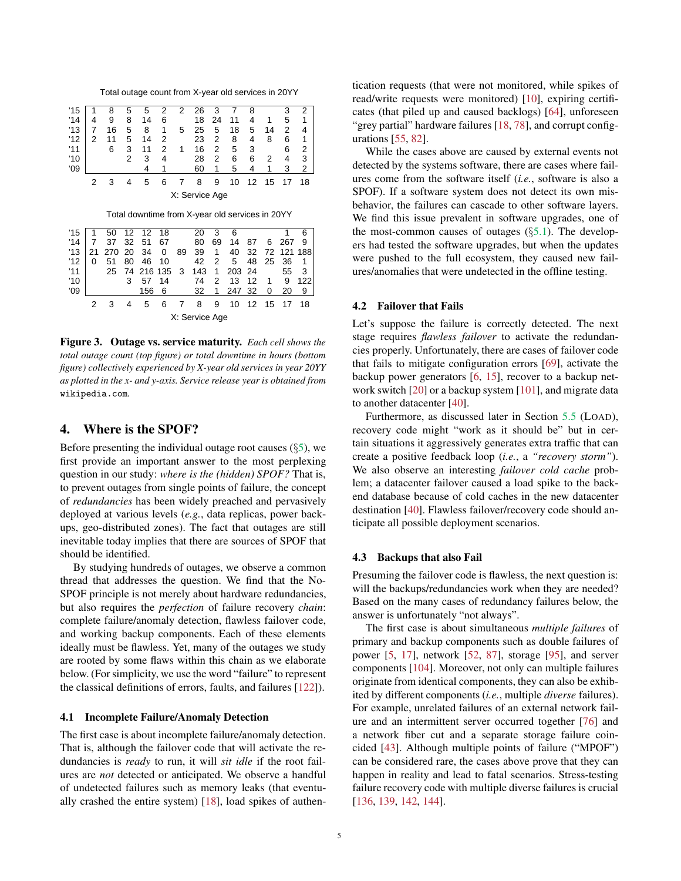Total outage count from X-year old services in 20YY

| Year \ X: Service Age | 2 | 3 | 4 | 5 | 6 | 7 | 8 | 9 | 10 | 12 | 15 | 17 | 18 |
|---|---|---|---|---|---|---|---|---|---|---|---|---|---|
| '15 | 1 | 8 | 5 | 5 | 2 | 2 | 26 | 3 | 7 | 8 | | 3 | 2 |
| '14 | 4 | 9 | 8 | 14 | 6 | | 18 | 24 | 11 | 4 | 1 | 5 | 1 |
| '13 | 7 | 16 | 5 | 8 | 1 | 5 | 25 | 5 | 18 | 5 | 14 | 2 | 4 |
| '12 | 2 | 11 | 5 | 14 | 2 | | 23 | 2 | 8 | 4 | 8 | 6 | 1 |
| '11 | | 6 | 3 | 11 | 2 | 1 | 16 | 2 | 5 | 3 | | 6 | 2 |
| '10 | | | 2 | 3 | 4 | | 28 | 2 | 6 | 6 | 2 | 4 | 3 |
| '09 | | | | 4 | 1 | | 60 | 1 | 5 | 4 | 1 | 3 | 2 |

Total downtime from X-year old services in 20YY

| Year \ X: Service Age | 2 | 3 | 4 | 5 | 6 | 7 | 8 | 9 | 10 | 12 | 15 | 17 | 18 |
|---|---|---|---|---|---|---|---|---|---|---|---|---|---|
| '15 | 1 | 50 | 12 | 12 | 18 | | 20 | 3 | 6 | | | 1 | 6 |
| '14 | 7 | 37 | 32 | 51 | 67 | | 80 | 69 | 14 | 87 | 6 | 267 | 9 |
| '13 | 21 | 270 | 20 | 34 | 0 | 89 | 39 | 1 | 40 | 32 | 72 | 121 | 188 |
| '12 | 0 | 51 | 80 | 46 | 10 | | 42 | 2 | 5 | 48 | 25 | 36 | 1 |
| '11 | | 25 | 74 | 216 | 135 | 3 | 143 | 1 | 203 | 24 | | 55 | 3 |
| '10 | | | 3 | 57 | 14 | | 74 | 2 | 13 | 12 | 1 | 9 | 122 |
| '09 | | | | 156 | 6 | | 32 | 1 | 247 | 32 | 0 | 20 | 9 |

**Figure 3. Outage vs. service maturity.** *Each cell shows the total outage count (top figure) or total downtime in hours (bottom figure) collectively experienced by X-year old services in year 20YY as plotted in the x- and y-axis. Service release year is obtained from* wikipedia.com.

## 4. Where is the SPOF?

Before presenting the individual outage root causes (§5), we first provide an important answer to the most perplexing question in our study: *where is the (hidden) SPOF?* That is, to prevent outages from single points of failure, the concept of *redundancies* has been widely preached and pervasively deployed at various levels (*e.g.*, data replicas, power backups, geo-distributed zones). The fact that outages are still inevitable today implies that there are sources of SPOF that should be identified.

By studying hundreds of outages, we observe a common thread that addresses the question. We find that the No-SPOF principle is not merely about hardware redundancies, but also requires the *perfection* of failure recovery *chain*: complete failure/anomaly detection, flawless failover code, and working backup components. Each of these elements ideally must be flawless. Yet, many of the outages we study are rooted by some flaws within this chain as we elaborate below. (For simplicity, we use the word "failure" to represent the classical definitions of errors, faults, and failures [122]).

### 4.1 Incomplete Failure/Anomaly Detection

The first case is about incomplete failure/anomaly detection. That is, although the failover code that will activate the redundancies is *ready* to run, it will *sit idle* if the root failures are *not* detected or anticipated. We observe a handful of undetected failures such as memory leaks (that eventually crashed the entire system) [18], load spikes of authentication requests (that were not monitored, while spikes of read/write requests were monitored) [10], expiring certificates (that piled up and caused backlogs) [64], unforeseen "grey partial" hardware failures [18, 78], and corrupt configurations [55, 82].

While the cases above are caused by external events not detected by the systems software, there are cases where failures come from the software itself (*i.e.*, software is also a SPOF). If a software system does not detect its own misbehavior, the failures can cascade to other software layers. We find this issue prevalent in software upgrades, one of the most-common causes of outages (§5.1). The developers had tested the software upgrades, but when the updates were pushed to the full ecosystem, they caused new failures/anomalies that were undetected in the offline testing.

### 4.2 Failover that Fails

Let's suppose the failure is correctly detected. The next stage requires *flawless failover* to activate the redundancies properly. Unfortunately, there are cases of failover code that fails to mitigate configuration errors [69], activate the backup power generators [6, 15], recover to a backup network switch [20] or a backup system [101], and migrate data to another datacenter [40].

Furthermore, as discussed later in Section 5.5 (LOAD), recovery code might "work as it should be" but in certain situations it aggressively generates extra traffic that can create a positive feedback loop (*i.e.*, a *"recovery storm"*). We also observe an interesting *failover cold cache* problem; a datacenter failover caused a load spike to the backend database because of cold caches in the new datacenter destination [40]. Flawless failover/recovery code should anticipate all possible deployment scenarios.

### 4.3 Backups that also Fail

Presuming the failover code is flawless, the next question is: will the backups/redundancies work when they are needed? Based on the many cases of redundancy failures below, the answer is unfortunately "not always".

The first case is about simultaneous *multiple failures* of primary and backup components such as double failures of power [5, 17], network [52, 87], storage [95], and server components [104]. Moreover, not only can multiple failures originate from identical components, they can also be exhibited by different components (*i.e.*, multiple *diverse* failures). For example, unrelated failures of an external network failure and an intermittent server occurred together [76] and a network fiber cut and a separate storage failure coincided [43]. Although multiple points of failure ("MPOF") can be considered rare, the cases above prove that they can happen in reality and lead to fatal scenarios. Stress-testing failure recovery code with multiple diverse failures is crucial [136, 139, 142, 144].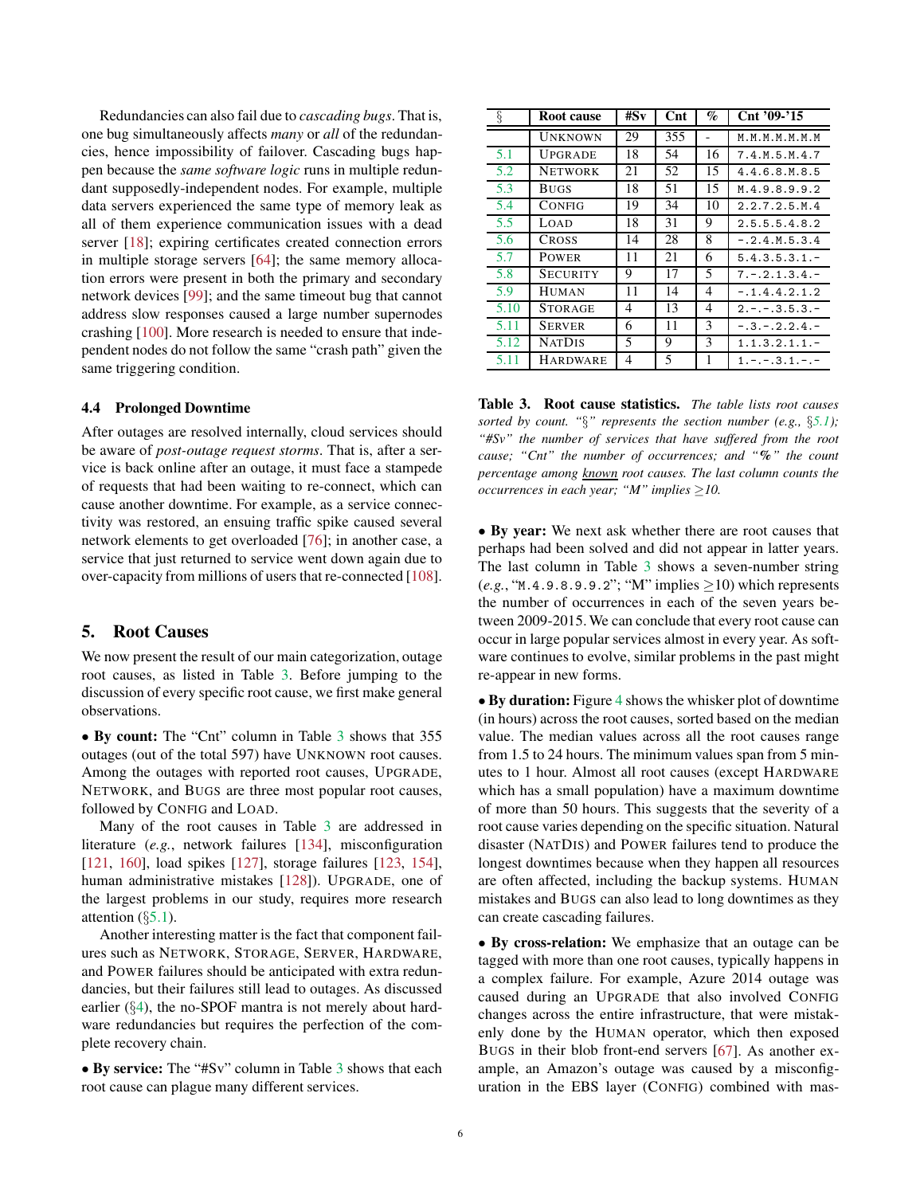Redundancies can also fail due to *cascading bugs*. That is, one bug simultaneously affects *many* or *all* of the redundancies, hence impossibility of failover. Cascading bugs happen because the *same software logic* runs in multiple redundant supposedly-independent nodes. For example, multiple data servers experienced the same type of memory leak as all of them experience communication issues with a dead server [18]; expiring certificates created connection errors in multiple storage servers [64]; the same memory allocation errors were present in both the primary and secondary network devices [99]; and the same timeout bug that cannot address slow responses caused a large number supernodes crashing [100]. More research is needed to ensure that independent nodes do not follow the same "crash path" given the same triggering condition.

### 4.4 Prolonged Downtime

After outages are resolved internally, cloud services should be aware of *post-outage request storms*. That is, after a service is back online after an outage, it must face a stampede of requests that had been waiting to re-connect, which can cause another downtime. For example, as a service connectivity was restored, an ensuing traffic spike caused several network elements to get overloaded [76]; in another case, a service that just returned to service went down again due to over-capacity from millions of users that re-connected [108].

## 5. Root Causes

We now present the result of our main categorization, outage root causes, as listed in Table 3. Before jumping to the discussion of every specific root cause, we first make general observations.

• **By count:** The "Cnt" column in Table 3 shows that 355 outages (out of the total 597) have UNKNOWN root causes. Among the outages with reported root causes, UPGRADE, NETWORK, and BUGS are three most popular root causes, followed by CONFIG and LOAD.

Many of the root causes in Table 3 are addressed in literature (*e.g.*, network failures [134], misconfiguration [121, 160], load spikes [127], storage failures [123, 154], human administrative mistakes [128]). UPGRADE, one of the largest problems in our study, requires more research attention (§5.1).

Another interesting matter is the fact that component failures such as NETWORK, STORAGE, SERVER, HARDWARE, and POWER failures should be anticipated with extra redundancies, but their failures still lead to outages. As discussed earlier (§4), the no-SPOF mantra is not merely about hardware redundancies but requires the perfection of the complete recovery chain.

• **By service:** The "#Sv" column in Table 3 shows that each root cause can plague many different services.

| § | Root cause | #Sv | Cnt | % | Cnt '09-'15 |
|---|---|---|---|---|---|
| | UNKNOWN | 29 | 355 | - | M.M.M.M.M.M.M |
| 5.1 | UPGRADE | 18 | 54 | 16 | 7.4.M.5.M.4.7 |
| 5.2 | NETWORK | 21 | 52 | 15 | 4.4.6.8.M.8.5 |
| 5.3 | BUGS | 18 | 51 | 15 | M.4.9.8.9.9.2 |
| 5.4 | CONFIG | 19 | 34 | 10 | 2.2.7.2.5.M.4 |
| 5.5 | LOAD | 18 | 31 | 9 | 2.5.5.5.4.8.2 |
| 5.6 | CROSS | 14 | 28 | 8 | -.2.4.M.5.3.4 |
| 5.7 | POWER | 11 | 21 | 6 | 5.4.3.5.3.1.- |
| 5.8 | SECURITY | 9 | 17 | 5 | 7.-.2.1.3.4.- |
| 5.9 | HUMAN | 11 | 14 | 4 | -.1.4.4.2.1.2 |
| 5.10 | STORAGE | 4 | 13 | 4 | 2.-.-.3.5.3.- |
| 5.11 | SERVER | 6 | 11 | 3 | -.3.-.2.2.4.- |
| 5.12 | NATDIS | 5 | 9 | 3 | 1.1.3.2.1.1.- |
| 5.11 | HARDWARE | 4 | 5 | 1 | 1.-.-.3.1.-.- |

**Table 3. Root cause statistics.** *The table lists root causes sorted by count. "§" represents the section number (e.g., §5.1); "#Sv" the number of services that have suffered from the root cause; "Cnt" the number of occurrences; and "%" the count percentage among known root causes. The last column counts the occurrences in each year; "M" implies ≥10.*

• **By year:** We next ask whether there are root causes that perhaps had been solved and did not appear in latter years. The last column in Table 3 shows a seven-number string (*e.g.*, "M.4.9.8.9.9.2"; "M" implies ≥10) which represents the number of occurrences in each of the seven years between 2009-2015. We can conclude that every root cause can occur in large popular services almost in every year. As software continues to evolve, similar problems in the past might re-appear in new forms.

• **By duration:** Figure 4 shows the whisker plot of downtime (in hours) across the root causes, sorted based on the median value. The median values across all the root causes range from 1.5 to 24 hours. The minimum values span from 5 minutes to 1 hour. Almost all root causes (except HARDWARE which has a small population) have a maximum downtime of more than 50 hours. This suggests that the severity of a root cause varies depending on the specific situation. Natural disaster (NATDIS) and POWER failures tend to produce the longest downtimes because when they happen all resources are often affected, including the backup systems. HUMAN mistakes and BUGS can also lead to long downtimes as they can create cascading failures.

• **By cross-relation:** We emphasize that an outage can be tagged with more than one root causes, typically happens in a complex failure. For example, Azure 2014 outage was caused during an UPGRADE that also involved CONFIG changes across the entire infrastructure, that were mistakenly done by the HUMAN operator, which then exposed BUGS in their blob front-end servers [67]. As another example, an Amazon's outage was caused by a misconfiguration in the EBS layer (CONFIG) combined with mas-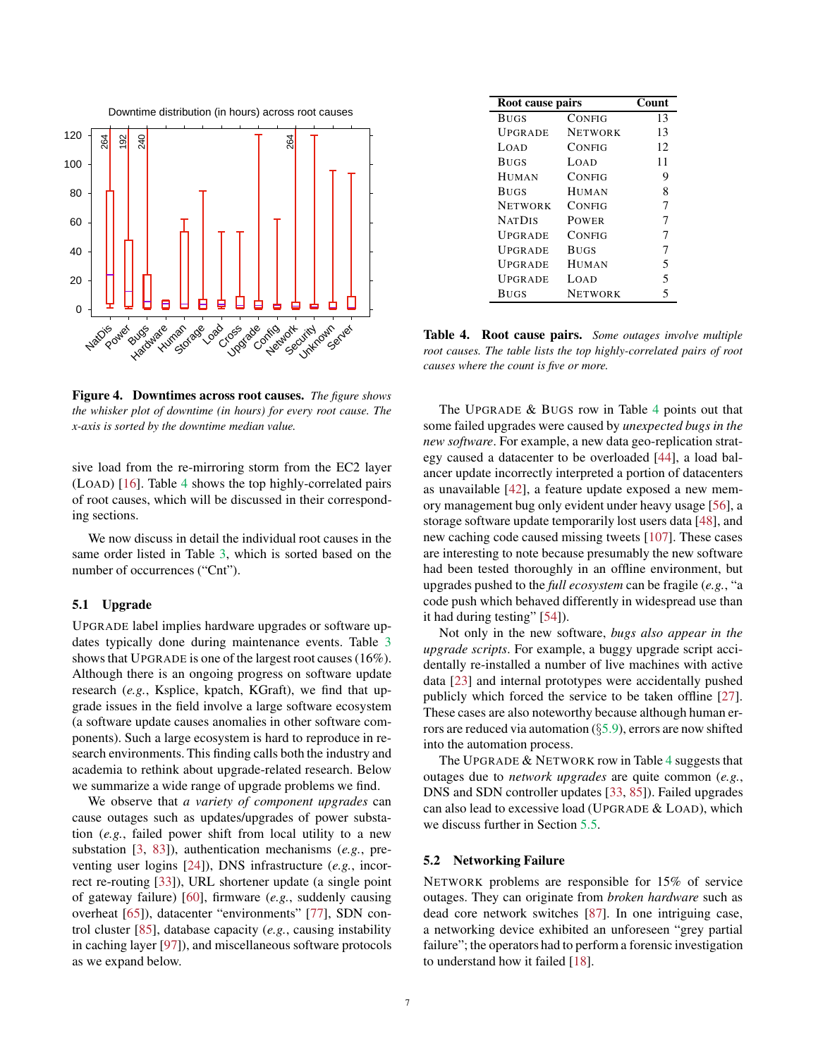Figure 4. **Downtimes across root causes.** *The figure shows the whisker plot of downtime (in hours) for every root cause. The x-axis is sorted by the downtime median value.*

sive load from the re-mirroring storm from the EC2 layer (LOAD) [16]. Table 4 shows the top highly-correlated pairs of root causes, which will be discussed in their corresponding sections.

We now discuss in detail the individual root causes in the same order listed in Table 3, which is sorted based on the number of occurrences ("Cnt").

### 5.1 Upgrade

UPGRADE label implies hardware upgrades or software updates typically done during maintenance events. Table 3 shows that UPGRADE is one of the largest root causes (16%). Although there is an ongoing progress on software update research (*e.g.*, Ksplice, kpatch, KGraft), we find that upgrade issues in the field involve a large software ecosystem (a software update causes anomalies in other software components). Such a large ecosystem is hard to reproduce in research environments. This finding calls both the industry and academia to rethink about upgrade-related research. Below we summarize a wide range of upgrade problems we find.

We observe that *a variety of component upgrades* can cause outages such as updates/upgrades of power substation (*e.g.*, failed power shift from local utility to a new substation [3, 83]), authentication mechanisms (*e.g.*, preventing user logins [24]), DNS infrastructure (*e.g.*, incorrect re-routing [33]), URL shortener update (a single point of gateway failure) [60], firmware (*e.g.*, suddenly causing overheat [65]), datacenter "environments" [77], SDN control cluster [85], database capacity (*e.g.*, causing instability in caching layer [97]), and miscellaneous software protocols as we expand below.

| Root cause pairs | | Count |
|---|---|---|
| BUGS | CONFIG | 13 |
| UPGRADE | NETWORK | 13 |
| LOAD | CONFIG | 12 |
| BUGS | LOAD | 11 |
| HUMAN | CONFIG | 9 |
| BUGS | HUMAN | 8 |
| NETWORK | CONFIG | 7 |
| NATDIS | POWER | 7 |
| UPGRADE | CONFIG | 7 |
| UPGRADE | BUGS | 7 |
| UPGRADE | HUMAN | 5 |
| UPGRADE | LOAD | 5 |
| BUGS | NETWORK | 5 |

**Table 4. Root cause pairs.** *Some outages involve multiple root causes. The table lists the top highly-correlated pairs of root causes where the count is five or more.*

The UPGRADE & BUGS row in Table 4 points out that some failed upgrades were caused by *unexpected bugs in the new software*. For example, a new data geo-replication strategy caused a datacenter to be overloaded [44], a load balancer update incorrectly interpreted a portion of datacenters as unavailable [42], a feature update exposed a new memory management bug only evident under heavy usage [56], a storage software update temporarily lost users data [48], and new caching code caused missing tweets [107]. These cases are interesting to note because presumably the new software had been tested thoroughly in an offline environment, but upgrades pushed to the *full ecosystem* can be fragile (*e.g.*, "a code push which behaved differently in widespread use than it had during testing" [54]).

Not only in the new software, *bugs also appear in the upgrade scripts*. For example, a buggy upgrade script accidentally re-installed a number of live machines with active data [23] and internal prototypes were accidentally pushed publicly which forced the service to be taken offline [27]. These cases are also noteworthy because although human errors are reduced via automation (§5.9), errors are now shifted into the automation process.

The UPGRADE & NETWORK row in Table 4 suggests that outages due to *network upgrades* are quite common (*e.g.*, DNS and SDN controller updates [33, 85]). Failed upgrades can also lead to excessive load (UPGRADE & LOAD), which we discuss further in Section 5.5.

### 5.2 Networking Failure

NETWORK problems are responsible for 15% of service outages. They can originate from *broken hardware* such as dead core network switches [87]. In one intriguing case, a networking device exhibited an unforeseen "grey partial failure"; the operators had to perform a forensic investigation to understand how it failed [18].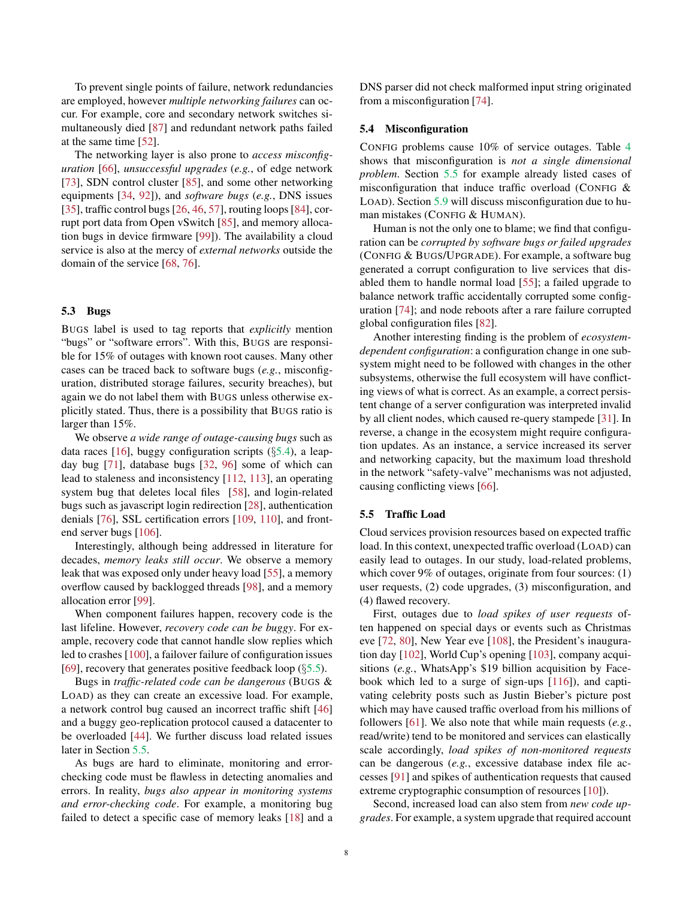To prevent single points of failure, network redundancies are employed, however *multiple networking failures* can occur. For example, core and secondary network switches simultaneously died [87] and redundant network paths failed at the same time [52].

The networking layer is also prone to *access misconfiguration* [66], *unsuccessful upgrades* (*e.g.*, of edge network [73], SDN control cluster [85], and some other networking equipments [34, 92]), and *software bugs* (*e.g.*, DNS issues [35], traffic control bugs [26, 46, 57], routing loops [84], corrupt port data from Open vSwitch [85], and memory allocation bugs in device firmware [99]). The availability a cloud service is also at the mercy of *external networks* outside the domain of the service [68, 76].

### 5.3 Bugs

BUGS label is used to tag reports that *explicitly* mention "bugs" or "software errors". With this, BUGS are responsible for 15% of outages with known root causes. Many other cases can be traced back to software bugs (*e.g.*, misconfiguration, distributed storage failures, security breaches), but again we do not label them with BUGS unless otherwise explicitly stated. Thus, there is a possibility that BUGS ratio is larger than 15%.

We observe *a wide range of outage-causing bugs* such as data races [16], buggy configuration scripts (§5.4), a leap-day bug [71], database bugs [32, 96] some of which can lead to staleness and inconsistency [112, 113], an operating system bug that deletes local files [58], and login-related bugs such as javascript login redirection [28], authentication denials [76], SSL certification errors [109, 110], and front-end server bugs [106].

Interestingly, although being addressed in literature for decades, *memory leaks still occur*. We observe a memory leak that was exposed only under heavy load [55], a memory overflow caused by backlogged threads [98], and a memory allocation error [99].

When component failures happen, recovery code is the last lifeline. However, *recovery code can be buggy*. For example, recovery code that cannot handle slow replies which led to crashes [100], a failover failure of configuration issues [69], recovery that generates positive feedback loop (§5.5).

Bugs in *traffic-related code can be dangerous* (BUGS & LOAD) as they can create an excessive load. For example, a network control bug caused an incorrect traffic shift [46] and a buggy geo-replication protocol caused a datacenter to be overloaded [44]. We further discuss load related issues later in Section 5.5.

As bugs are hard to eliminate, monitoring and error-checking code must be flawless in detecting anomalies and errors. In reality, *bugs also appear in monitoring systems and error-checking code*. For example, a monitoring bug failed to detect a specific case of memory leaks [18] and a DNS parser did not check malformed input string originated from a misconfiguration [74].

### 5.4 Misconfiguration

CONFIG problems cause 10% of service outages. Table 4 shows that misconfiguration is *not a single dimensional problem*. Section 5.5 for example already listed cases of misconfiguration that induce traffic overload (CONFIG & LOAD). Section 5.9 will discuss misconfiguration due to human mistakes (CONFIG & HUMAN).

Human is not the only one to blame; we find that configuration can be *corrupted by software bugs or failed upgrades* (CONFIG & BUGS/UPGRADE). For example, a software bug generated a corrupt configuration to live services that disabled them to handle normal load [55]; a failed upgrade to balance network traffic accidentally corrupted some configuration [74]; and node reboots after a rare failure corrupted global configuration files [82].

Another interesting finding is the problem of *ecosystem-dependent configuration*: a configuration change in one subsystem might need to be followed with changes in the other subsystems, otherwise the full ecosystem will have conflicting views of what is correct. As an example, a correct persistent change of a server configuration was interpreted invalid by all client nodes, which caused re-query stampede [31]. In reverse, a change in the ecosystem might require configuration updates. As an instance, a service increased its server and networking capacity, but the maximum load threshold in the network "safety-valve" mechanisms was not adjusted, causing conflicting views [66].

### 5.5 Traffic Load

Cloud services provision resources based on expected traffic load. In this context, unexpected traffic overload (LOAD) can easily lead to outages. In our study, load-related problems, which cover 9% of outages, originate from four sources: (1) user requests, (2) code upgrades, (3) misconfiguration, and (4) flawed recovery.

First, outages due to *load spikes of user requests* often happened on special days or events such as Christmas eve [72, 80], New Year eve [108], the President's inauguration day [102], World Cup's opening [103], company acquisitions (*e.g.*, WhatsApp's $19 billion acquisition by Facebook which led to a surge of sign-ups [116]), and captivating celebrity posts such as Justin Bieber's picture post which may have caused traffic overload from his millions of followers [61]. We also note that while main requests (*e.g.*, read/write) tend to be monitored and services can elastically scale accordingly, *load spikes of non-monitored requests* can be dangerous (*e.g.*, excessive database index file accesses [91] and spikes of authentication requests that caused extreme cryptographic consumption of resources [10]).

Second, increased load can also stem from *new code upgrades*. For example, a system upgrade that required account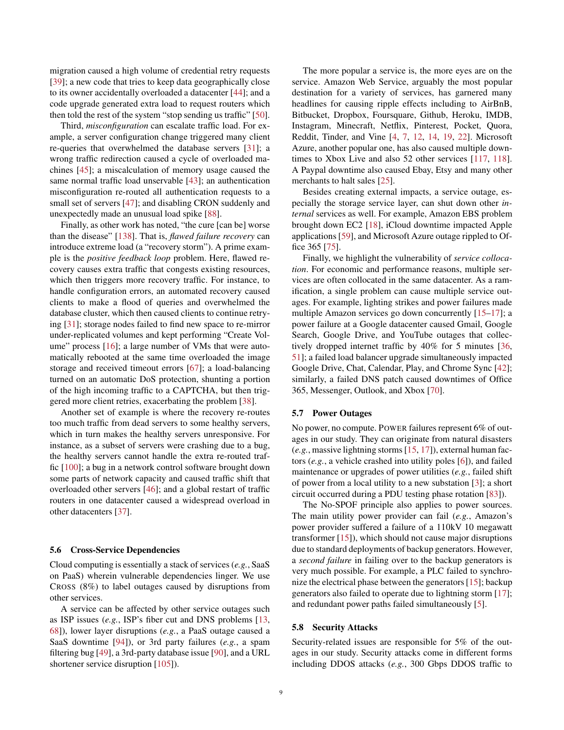migration caused a high volume of credential retry requests [39]; a new code that tries to keep data geographically close to its owner accidentally overloaded a datacenter [44]; and a code upgrade generated extra load to request routers which then told the rest of the system "stop sending us traffic" [50].

Third, *misconfiguration* can escalate traffic load. For example, a server configuration change triggered many client re-queries that overwhelmed the database servers [31]; a wrong traffic redirection caused a cycle of overloaded machines [45]; a miscalculation of memory usage caused the same normal traffic load unservable [43]; an authentication misconfiguration re-routed all authentication requests to a small set of servers [47]; and disabling CRON suddenly and unexpectedly made an unusual load spike [88].

Finally, as other work has noted, "the cure [can be] worse than the disease" [138]. That is, *flawed failure recovery* can introduce extreme load (a "recovery storm"). A prime example is the *positive feedback loop* problem. Here, flawed recovery causes extra traffic that congests existing resources, which then triggers more recovery traffic. For instance, to handle configuration errors, an automated recovery caused clients to make a flood of queries and overwhelmed the database cluster, which then caused clients to continue retrying [31]; storage nodes failed to find new space to re-mirror under-replicated volumes and kept performing "Create Volume" process [16]; a large number of VMs that were automatically rebooted at the same time overloaded the image storage and received timeout errors [67]; a load-balancing turned on an automatic DoS protection, shunting a portion of the high incoming traffic to a CAPTCHA, but then triggered more client retries, exacerbating the problem [38].

Another set of example is where the recovery re-routes too much traffic from dead servers to some healthy servers, which in turn makes the healthy servers unresponsive. For instance, as a subset of servers were crashing due to a bug, the healthy servers cannot handle the extra re-routed traffic [100]; a bug in a network control software brought down some parts of network capacity and caused traffic shift that overloaded other servers [46]; and a global restart of traffic routers in one datacenter caused a widespread overload in other datacenters [37].

### 5.6 Cross-Service Dependencies

Cloud computing is essentially a stack of services (*e.g.*, SaaS on PaaS) wherein vulnerable dependencies linger. We use CROSS (8%) to label outages caused by disruptions from other services.

A service can be affected by other service outages such as ISP issues (*e.g.*, ISP's fiber cut and DNS problems [13, 68]), lower layer disruptions (*e.g.*, a PaaS outage caused a SaaS downtime [94]), or 3rd party failures (*e.g.*, a spam filtering bug [49], a 3rd-party database issue [90], and a URL shortener service disruption [105]).

The more popular a service is, the more eyes are on the service. Amazon Web Service, arguably the most popular destination for a variety of services, has garnered many headlines for causing ripple effects including to AirBnB, Bitbucket, Dropbox, Foursquare, Github, Heroku, IMDB, Instagram, Minecraft, Netflix, Pinterest, Pocket, Quora, Reddit, Tinder, and Vine [4, 7, 12, 14, 19, 22]. Microsoft Azure, another popular one, has also caused multiple downtimes to Xbox Live and also 52 other services [117, 118]. A Paypal downtime also caused Ebay, Etsy and many other merchants to halt sales [25].

Besides creating external impacts, a service outage, especially the storage service layer, can shut down other *internal* services as well. For example, Amazon EBS problem brought down EC2 [18], iCloud downtime impacted Apple applications [59], and Microsoft Azure outage rippled to Office 365 [75].

Finally, we highlight the vulnerability of *service collocation*. For economic and performance reasons, multiple services are often collocated in the same datacenter. As a ramification, a single problem can cause multiple service outages. For example, lighting strikes and power failures made multiple Amazon services go down concurrently [15–17]; a power failure at a Google datacenter caused Gmail, Google Search, Google Drive, and YouTube outages that collectively dropped internet traffic by 40% for 5 minutes [36, 51]; a failed load balancer upgrade simultaneously impacted Google Drive, Chat, Calendar, Play, and Chrome Sync [42]; similarly, a failed DNS patch caused downtimes of Office 365, Messenger, Outlook, and Xbox [70].

### 5.7 Power Outages

No power, no compute. POWER failures represent 6% of outages in our study. They can originate from natural disasters (*e.g.*, massive lightning storms [15, 17]), external human factors (*e.g.*, a vehicle crashed into utility poles [6]), and failed maintenance or upgrades of power utilities (*e.g.*, failed shift of power from a local utility to a new substation [3]; a short circuit occurred during a PDU testing phase rotation [83]).

The No-SPOF principle also applies to power sources. The main utility power provider can fail (*e.g.*, Amazon's power provider suffered a failure of a 110kV 10 megawatt transformer [15]), which should not cause major disruptions due to standard deployments of backup generators. However, a *second failure* in failing over to the backup generators is very much possible. For example, a PLC failed to synchronize the electrical phase between the generators [15]; backup generators also failed to operate due to lightning storm [17]; and redundant power paths failed simultaneously [5].

### 5.8 Security Attacks

Security-related issues are responsible for 5% of the outages in our study. Security attacks come in different forms including DDOS attacks (*e.g.*, 300 Gbps DDOS traffic to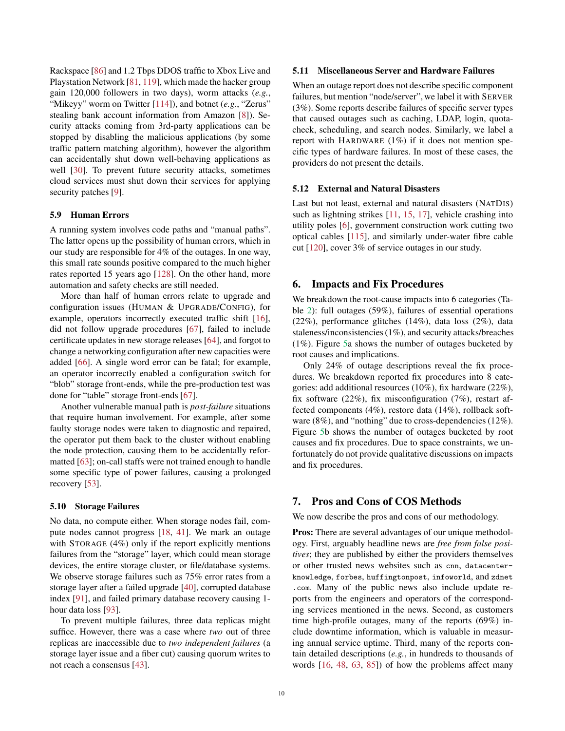Rackspace [86] and 1.2 Tbps DDOS traffic to Xbox Live and Playstation Network [81, 119], which made the hacker group gain 120,000 followers in two days), worm attacks (*e.g.*, "Mikeyy" worm on Twitter [114]), and botnet (*e.g.*, "Zerus" stealing bank account information from Amazon [8]). Security attacks coming from 3rd-party applications can be stopped by disabling the malicious applications (by some traffic pattern matching algorithm), however the algorithm can accidentally shut down well-behaving applications as well [30]. To prevent future security attacks, sometimes cloud services must shut down their services for applying security patches [9].

### 5.9 Human Errors

A running system involves code paths and "manual paths". The latter opens up the possibility of human errors, which in our study are responsible for 4% of the outages. In one way, this small rate sounds positive compared to the much higher rates reported 15 years ago [128]. On the other hand, more automation and safety checks are still needed.

More than half of human errors relate to upgrade and configuration issues (HUMAN & UPGRADE/CONFIG), for example, operators incorrectly executed traffic shift [16], did not follow upgrade procedures [67], failed to include certificate updates in new storage releases [64], and forgot to change a networking configuration after new capacities were added [66]. A single word error can be fatal; for example, an operator incorrectly enabled a configuration switch for "blob" storage front-ends, while the pre-production test was done for "table" storage front-ends [67].

Another vulnerable manual path is *post-failure* situations that require human involvement. For example, after some faulty storage nodes were taken to diagnostic and repaired, the operator put them back to the cluster without enabling the node protection, causing them to be accidentally reformatted [63]; on-call staffs were not trained enough to handle some specific type of power failures, causing a prolonged recovery [53].

### 5.10 Storage Failures

No data, no compute either. When storage nodes fail, compute nodes cannot progress [18, 41]. We mark an outage with STORAGE (4%) only if the report explicitly mentions failures from the "storage" layer, which could mean storage devices, the entire storage cluster, or file/database systems. We observe storage failures such as 75% error rates from a storage layer after a failed upgrade [40], corrupted database index [91], and failed primary database recovery causing 1-hour data loss [93].

To prevent multiple failures, three data replicas might suffice. However, there was a case where *two* out of three replicas are inaccessible due to *two independent failures* (a storage layer issue and a fiber cut) causing quorum writes to not reach a consensus [43].

### 5.11 Miscellaneous Server and Hardware Failures

When an outage report does not describe specific component failures, but mention "node/server", we label it with SERVER (3%). Some reports describe failures of specific server types that caused outages such as caching, LDAP, login, quota-check, scheduling, and search nodes. Similarly, we label a report with HARDWARE (1%) if it does not mention specific types of hardware failures. In most of these cases, the providers do not present the details.

### 5.12 External and Natural Disasters

Last but not least, external and natural disasters (NATDIS) such as lightning strikes [11, 15, 17], vehicle crashing into utility poles [6], government construction work cutting two optical cables [115], and similarly under-water fibre cable cut [120], cover 3% of service outages in our study.

## 6. Impacts and Fix Procedures

We breakdown the root-cause impacts into 6 categories (Table 2): full outages (59%), failures of essential operations (22%), performance glitches (14%), data loss (2%), data staleness/inconsistencies (1%), and security attacks/breaches (1%). Figure 5a shows the number of outages bucketed by root causes and implications.

Only 24% of outage descriptions reveal the fix procedures. We breakdown reported fix procedures into 8 categories: add additional resources (10%), fix hardware (22%), fix software (22%), fix misconfiguration (7%), restart affected components (4%), restore data (14%), rollback software (8%), and "nothing" due to cross-dependencies (12%). Figure 5b shows the number of outages bucketed by root causes and fix procedures. Due to space constraints, we unfortunately do not provide qualitative discussions on impacts and fix procedures.

## 7. Pros and Cons of COS Methods

We now describe the pros and cons of our methodology.

**Pros:** There are several advantages of our unique methodology. First, arguably headline news are *free from false positives*; they are published by either the providers themselves or other trusted news websites such as `cnn`, `datacenter-knowledge`, `forbes`, `huffingtonpost`, `infoworld`, and `zdnet.com`. Many of the public news also include update reports from the engineers and operators of the corresponding services mentioned in the news. Second, as customers time high-profile outages, many of the reports (69%) include downtime information, which is valuable in measuring annual service uptime. Third, many of the reports contain detailed descriptions (*e.g.*, in hundreds to thousands of words [16, 48, 63, 85]) of how the problems affect many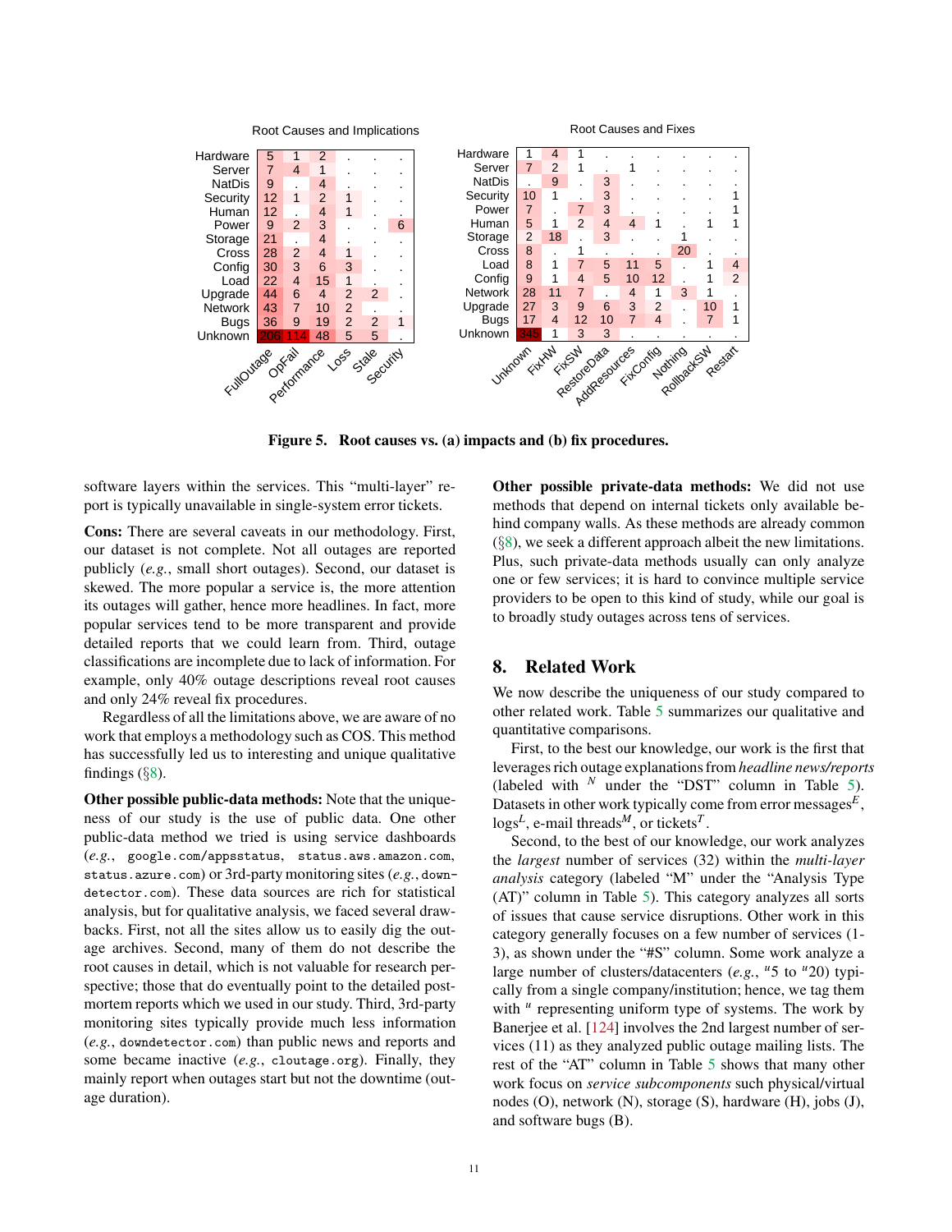**Root Causes and Implications**

| | FullOutage | OpFail | Performance | Loss | Stale | Security |
|---|---|---|---|---|---|---|
| Hardware | 5 | 1 | 2 | . | . | . |
| Server | 7 | 4 | 1 | . | . | . |
| NatDis | 9 | . | 4 | . | . | . |
| Security | 12 | 1 | 2 | 1 | . | . |
| Human | 12 | . | 4 | 1 | . | . |
| Power | 9 | 2 | 3 | . | . | 6 |
| Storage | 21 | . | 4 | . | . | . |
| Cross | 28 | 2 | 4 | 1 | . | . |
| Config | 30 | 3 | 6 | 3 | . | . |
| Load | 22 | 4 | 15 | 1 | . | . |
| Upgrade | 44 | 6 | 4 | 2 | 2 | . |
| Network | 43 | 7 | 10 | 2 | . | . |
| Bugs | 36 | 9 | 19 | 2 | 2 | 1 |
| Unknown | 206 | 114 | 48 | 5 | 5 | . |

**Root Causes and Fixes**

| | Unknown | FixHW | FixSW | RestoreData | AddResources | FixConfig | Nothing | RollbackSW | Restart |
|---|---|---|---|---|---|---|---|---|---|
| Hardware | 1 | 4 | 1 | . | . | . | . | . | . |
| Server | 7 | 2 | 1 | . | 1 | . | . | . | . |
| NatDis | . | 9 | . | 3 | . | . | . | . | . |
| Security | 10 | 1 | . | 3 | . | . | . | . | 1 |
| Power | 7 | . | 7 | 3 | . | . | . | . | 1 |
| Human | 5 | 1 | 2 | 4 | 4 | 1 | . | 1 | 1 |
| Storage | 2 | 18 | . | 3 | . | . | 1 | . | . |
| Cross | 8 | . | 1 | . | . | . | 20 | . | . |
| Load | 8 | 1 | 7 | 5 | 11 | 5 | . | 1 | 4 |
| Config | 9 | 1 | 4 | 5 | 10 | 12 | . | 1 | 2 |
| Network | 28 | 11 | 7 | . | 4 | 1 | 3 | 1 | . |
| Upgrade | 27 | 3 | 9 | 6 | 3 | 2 | . | 10 | 1 |
| Bugs | 17 | 4 | 12 | 10 | 7 | 4 | . | 7 | 1 |
| Unknown | 345 | 1 | 3 | 3 | . | . | . | . | . |

**Figure 5. Root causes vs. (a) impacts and (b) fix procedures.**

software layers within the services. This "multi-layer" report is typically unavailable in single-system error tickets.

**Cons:** There are several caveats in our methodology. First, our dataset is not complete. Not all outages are reported publicly (*e.g.*, small short outages). Second, our dataset is skewed. The more popular a service is, the more attention its outages will gather, hence more headlines. In fact, more popular services tend to be more transparent and provide detailed reports that we could learn from. Third, outage classifications are incomplete due to lack of information. For example, only 40% outage descriptions reveal root causes and only 24% reveal fix procedures.

Regardless of all the limitations above, we are aware of no work that employs a methodology such as COS. This method has successfully led us to interesting and unique qualitative findings (§8).

**Other possible public-data methods:** Note that the uniqueness of our study is the use of public data. One other public-data method we tried is using service dashboards (*e.g.*, `google.com/appsstatus`, `status.aws.amazon.com`, `status.azure.com`) or 3rd-party monitoring sites (*e.g.*, `downdetector.com`). These data sources are rich for statistical analysis, but for qualitative analysis, we faced several drawbacks. First, not all the sites allow us to easily dig the outage archives. Second, many of them do not describe the root causes in detail, which is not valuable for research perspective; those that do eventually point to the detailed post-mortem reports which we used in our study. Third, 3rd-party monitoring sites typically provide much less information (*e.g.*, `downdetector.com`) than public news and reports and some became inactive (*e.g.*, `cloutage.org`). Finally, they mainly report when outages start but not the downtime (outage duration).

**Other possible private-data methods:** We did not use methods that depend on internal tickets only available behind company walls. As these methods are already common (§8), we seek a different approach albeit the new limitations. Plus, such private-data methods usually can only analyze one or few services; it is hard to convince multiple service providers to be open to this kind of study, while our goal is to broadly study outages across tens of services.

## 8. Related Work

We now describe the uniqueness of our study compared to other related work. Table 5 summarizes our qualitative and quantitative comparisons.

First, to the best our knowledge, our work is the first that leverages rich outage explanations from *headline news/reports* (labeled with $^N$ under the "DST" column in Table 5). Datasets in other work typically come from error messages$^E$, logs$^L$, e-mail threads$^M$, or tickets$^T$.

Second, to the best of our knowledge, our work analyzes the *largest* number of services (32) within the *multi-layer analysis* category (labeled "M" under the "Analysis Type (AT)" column in Table 5). This category analyzes all sorts of issues that cause service disruptions. Other work in this category generally focuses on a few number of services (1-3), as shown under the "#S" column. Some work analyze a large number of clusters/datacenters (*e.g.*, $^u$5 to $^u$20) typically from a single company/institution; hence, we tag them with $^u$ representing uniform type of systems. The work by Banerjee et al. [124] involves the 2nd largest number of services (11) as they analyzed public outage mailing lists. The rest of the "AT" column in Table 5 shows that many other work focus on *service subcomponents* such physical/virtual nodes (O), network (N), storage (S), hardware (H), jobs (J), and software bugs (B).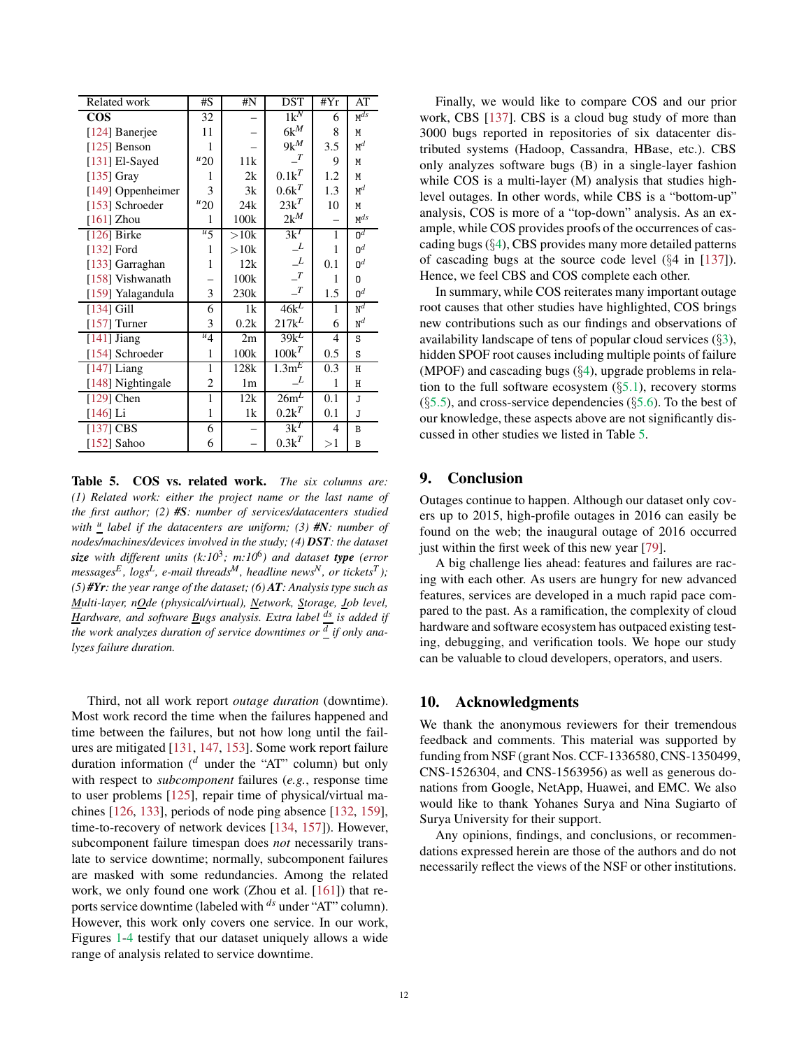| Related work | #S | #N | DST | #Yr | AT |
|---|---|---|---|---|---|
| **COS** | 32 | – | $1k^N$ | 6 | $M^{ds}$ |
| [124] Banerjee | 11 | – | $6k^M$ | 8 | M |
| [125] Benson | 1 | – | $9k^M$ | 3.5 | $M^d$ |
| [131] El-Sayed | $^u$20 | 11k | $–^T$ | 9 | M |
| [135] Gray | 1 | 2k | $0.1k^T$ | 1.2 | M |
| [149] Oppenheimer | 3 | 3k | $0.6k^T$ | 1.3 | $M^d$ |
| [153] Schroeder | $^u$20 | 24k | $23k^T$ | 10 | M |
| [161] Zhou | 1 | 100k | $2k^M$ | – | $M^{ds}$ |
| [126] Birke | $^u$5 | >10k | $3k^T$ | 1 | $O^d$ |
| [132] Ford | 1 | >10k | $–^L$ | 1 | $O^d$ |
| [133] Garraghan | 1 | 12k | $–^L$ | 0.1 | $O^d$ |
| [158] Vishwanath | – | 100k | $–^T$ | 1 | O |
| [159] Yalagandula | 3 | 230k | $–^T$ | 1.5 | $O^d$ |
| [134] Gill | 6 | 1k | $46k^L$ | 1 | $N^d$ |
| [157] Turner | 3 | 0.2k | $217k^L$ | 6 | $N^d$ |
| [141] Jiang | $^u$4 | 2m | $39k^L$ | 4 | S |
| [154] Schroeder | 1 | 100k | $100k^T$ | 0.5 | S |
| [147] Liang | 1 | 128k | $1.3m^E$ | 0.3 | H |
| [148] Nightingale | 2 | 1m | $–^L$ | 1 | H |
| [129] Chen | 1 | 12k | $26m^L$ | 0.1 | J |
| [146] Li | 1 | 1k | $0.2k^T$ | 0.1 | J |
| [137] CBS | 6 | – | $3k^T$ | 4 | B |
| [152] Sahoo | 6 | – | $0.3k^T$ | >1 | B |

**Table 5. COS vs. related work.** *The six columns are: (1) Related work: either the project name or the last name of the first author; (2)* ***#S****: number of services/datacenters studied with* $\underline{u}$ *label if the datacenters are uniform; (3)* ***#N****: number of nodes/machines/devices involved in the study; (4)* ***DST****: the dataset* ***size*** *with different units (k:$10^3$; m:$10^6$) and dataset* ***type*** *(error messages$^E$, logs$^L$, e-mail threads$^M$, headline news$^N$, or tickets$^T$); (5)* ***#Yr****: the year range of the dataset; (6)* ***AT****: Analysis type such as Multi-layer, nOde (physical/virtual), Network, Storage, Job level, Hardware, and software Bugs analysis. Extra label* $\underline{ds}$ *is added if the work analyzes duration of service downtimes or* $\underline{d}$ *if only analyzes failure duration.*

Third, not all work report *outage duration* (downtime). Most work record the time when the failures happened and time between the failures, but not how long until the failures are mitigated [131, 147, 153]. Some work report failure duration information ($^d$ under the "AT" column) but only with respect to *subcomponent* failures (*e.g.*, response time to user problems [125], repair time of physical/virtual machines [126, 133], periods of node ping absence [132, 159], time-to-recovery of network devices [134, 157]). However, subcomponent failure timespan does *not* necessarily translate to service downtime; normally, subcomponent failures are masked with some redundancies. Among the related work, we only found one work (Zhou et al. [161]) that reports service downtime (labeled with $^{ds}$ under "AT" column). However, this work only covers one service. In our work, Figures 1-4 testify that our dataset uniquely allows a wide range of analysis related to service downtime.

Finally, we would like to compare COS and our prior work, CBS [137]. CBS is a cloud bug study of more than 3000 bugs reported in repositories of six datacenter distributed systems (Hadoop, Cassandra, HBase, etc.). CBS only analyzes software bugs (B) in a single-layer fashion while COS is a multi-layer (M) analysis that studies high-level outages. In other words, while CBS is a "bottom-up" analysis, COS is more of a "top-down" analysis. As an example, while COS provides proofs of the occurrences of cascading bugs (§4), CBS provides many more detailed patterns of cascading bugs at the source code level (§4 in [137]). Hence, we feel CBS and COS complete each other.

In summary, while COS reiterates many important outage root causes that other studies have highlighted, COS brings new contributions such as our findings and observations of availability landscape of tens of popular cloud services (§3), hidden SPOF root causes including multiple points of failure (MPOF) and cascading bugs (§4), upgrade problems in relation to the full software ecosystem (§5.1), recovery storms (§5.5), and cross-service dependencies (§5.6). To the best of our knowledge, these aspects above are not significantly discussed in other studies we listed in Table 5.

## 9. Conclusion

Outages continue to happen. Although our dataset only covers up to 2015, high-profile outages in 2016 can easily be found on the web; the inaugural outage of 2016 occurred just within the first week of this new year [79].

A big challenge lies ahead: features and failures are racing with each other. As users are hungry for new advanced features, services are developed in a much rapid pace compared to the past. As a ramification, the complexity of cloud hardware and software ecosystem has outpaced existing testing, debugging, and verification tools. We hope our study can be valuable to cloud developers, operators, and users.

## 10. Acknowledgments

We thank the anonymous reviewers for their tremendous feedback and comments. This material was supported by funding from NSF (grant Nos. CCF-1336580, CNS-1350499, CNS-1526304, and CNS-1563956) as well as generous donations from Google, NetApp, Huawei, and EMC. We also would like to thank Yohanes Surya and Nina Sugiarto of Surya University for their support.

Any opinions, findings, and conclusions, or recommendations expressed herein are those of the authors and do not necessarily reflect the views of the NSF or other institutions.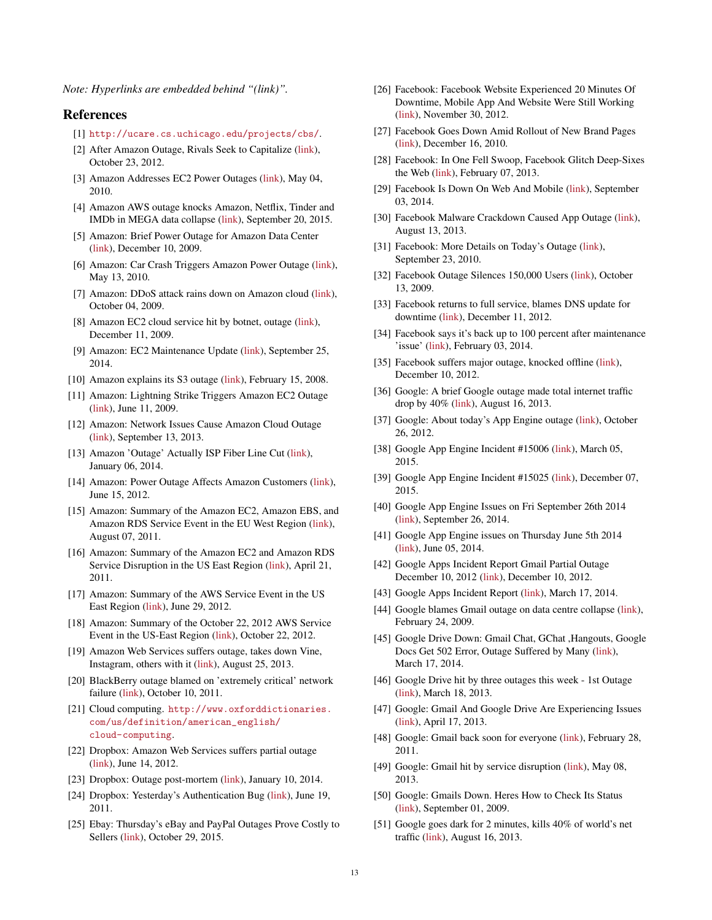*Note: Hyperlinks are embedded behind "(link)".*

## References

[1] http://ucare.cs.uchicago.edu/projects/cbs/.

[2] After Amazon Outage, Rivals Seek to Capitalize (link), October 23, 2012.

[3] Amazon Addresses EC2 Power Outages (link), May 04, 2010.

[4] Amazon AWS outage knocks Amazon, Netflix, Tinder and IMDb in MEGA data collapse (link), September 20, 2015.

[5] Amazon: Brief Power Outage for Amazon Data Center (link), December 10, 2009.

[6] Amazon: Car Crash Triggers Amazon Power Outage (link), May 13, 2010.

[7] Amazon: DDoS attack rains down on Amazon cloud (link), October 04, 2009.

[8] Amazon EC2 cloud service hit by botnet, outage (link), December 11, 2009.

[9] Amazon: EC2 Maintenance Update (link), September 25, 2014.

[10] Amazon explains its S3 outage (link), February 15, 2008.

[11] Amazon: Lightning Strike Triggers Amazon EC2 Outage (link), June 11, 2009.

[12] Amazon: Network Issues Cause Amazon Cloud Outage (link), September 13, 2013.

[13] Amazon 'Outage' Actually ISP Fiber Line Cut (link), January 06, 2014.

[14] Amazon: Power Outage Affects Amazon Customers (link), June 15, 2012.

[15] Amazon: Summary of the Amazon EC2, Amazon EBS, and Amazon RDS Service Event in the EU West Region (link), August 07, 2011.

[16] Amazon: Summary of the Amazon EC2 and Amazon RDS Service Disruption in the US East Region (link), April 21, 2011.

[17] Amazon: Summary of the AWS Service Event in the US East Region (link), June 29, 2012.

[18] Amazon: Summary of the October 22, 2012 AWS Service Event in the US-East Region (link), October 22, 2012.

[19] Amazon Web Services suffers outage, takes down Vine, Instagram, others with it (link), August 25, 2013.

[20] BlackBerry outage blamed on 'extremely critical' network failure (link), October 10, 2011.

[21] Cloud computing. http://www.oxforddictionaries.com/us/definition/american_english/cloud-computing.

[22] Dropbox: Amazon Web Services suffers partial outage (link), June 14, 2012.

[23] Dropbox: Outage post-mortem (link), January 10, 2014.

[24] Dropbox: Yesterday's Authentication Bug (link), June 19, 2011.

[25] Ebay: Thursday's eBay and PayPal Outages Prove Costly to Sellers (link), October 29, 2015.

[26] Facebook: Facebook Website Experienced 20 Minutes Of Downtime, Mobile App And Website Were Still Working (link), November 30, 2012.

[27] Facebook Goes Down Amid Rollout of New Brand Pages (link), December 16, 2010.

[28] Facebook: In One Fell Swoop, Facebook Glitch Deep-Sixes the Web (link), February 07, 2013.

[29] Facebook Is Down On Web And Mobile (link), September 03, 2014.

[30] Facebook Malware Crackdown Caused App Outage (link), August 13, 2013.

[31] Facebook: More Details on Today's Outage (link), September 23, 2010.

[32] Facebook Outage Silences 150,000 Users (link), October 13, 2009.

[33] Facebook returns to full service, blames DNS update for downtime (link), December 11, 2012.

[34] Facebook says it's back up to 100 percent after maintenance 'issue' (link), February 03, 2014.

[35] Facebook suffers major outage, knocked offline (link), December 10, 2012.

[36] Google: A brief Google outage made total internet traffic drop by 40% (link), August 16, 2013.

[37] Google: About today's App Engine outage (link), October 26, 2012.

[38] Google App Engine Incident #15006 (link), March 05, 2015.

[39] Google App Engine Incident #15025 (link), December 07, 2015.

[40] Google App Engine Issues on Fri September 26th 2014 (link), September 26, 2014.

[41] Google App Engine issues on Thursday June 5th 2014 (link), June 05, 2014.

[42] Google Apps Incident Report Gmail Partial Outage December 10, 2012 (link), December 10, 2012.

[43] Google Apps Incident Report (link), March 17, 2014.

[44] Google blames Gmail outage on data centre collapse (link), February 24, 2009.

[45] Google Drive Down: Gmail Chat, GChat ,Hangouts, Google Docs Get 502 Error, Outage Suffered by Many (link), March 17, 2014.

[46] Google Drive hit by three outages this week - 1st Outage (link), March 18, 2013.

[47] Google: Gmail And Google Drive Are Experiencing Issues (link), April 17, 2013.

[48] Google: Gmail back soon for everyone (link), February 28, 2011.

[49] Google: Gmail hit by service disruption (link), May 08, 2013.

[50] Google: Gmails Down. Heres How to Check Its Status (link), September 01, 2009.

[51] Google goes dark for 2 minutes, kills 40% of world's net traffic (link), August 16, 2013.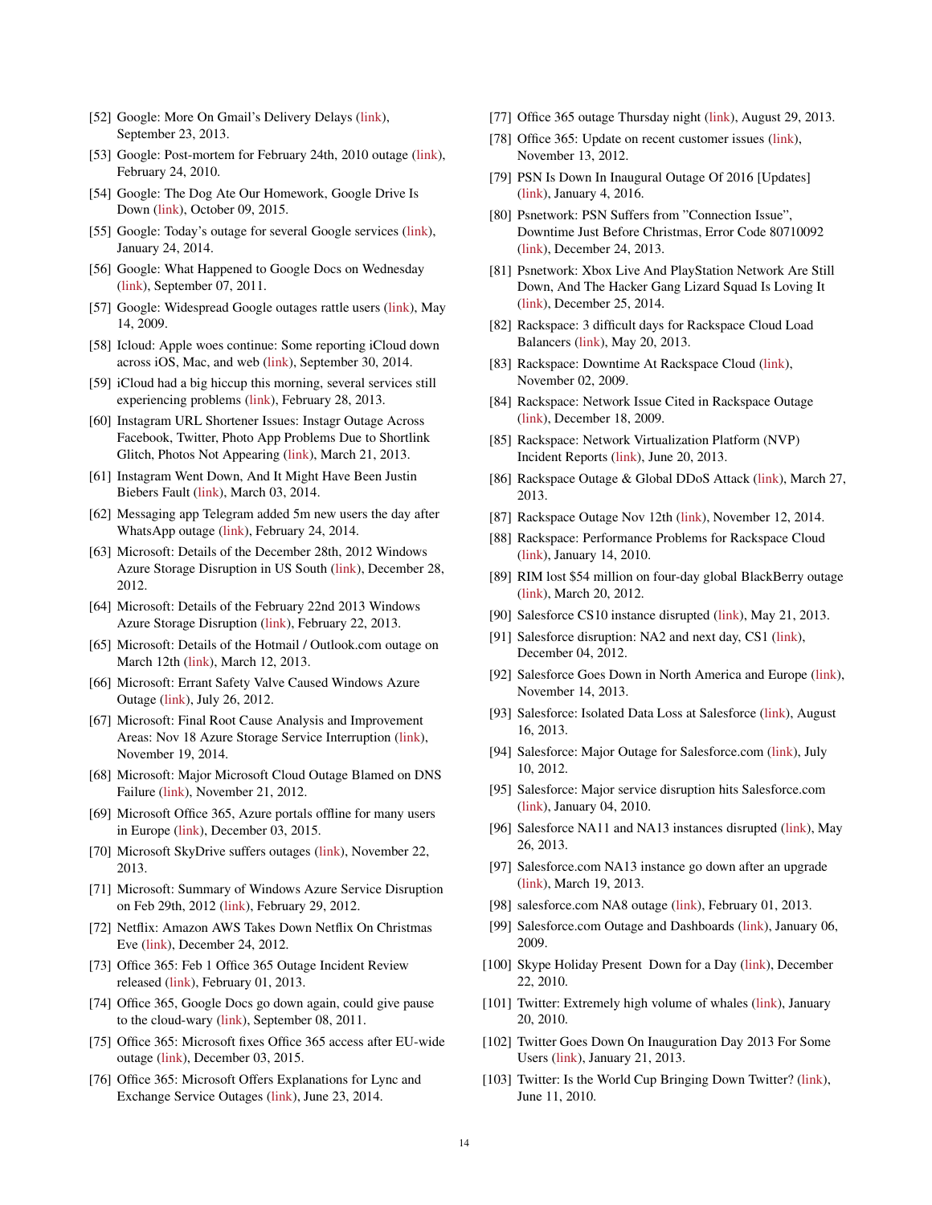[52] Google: More On Gmail's Delivery Delays (link), September 23, 2013.

[53] Google: Post-mortem for February 24th, 2010 outage (link), February 24, 2010.

[54] Google: The Dog Ate Our Homework, Google Drive Is Down (link), October 09, 2015.

[55] Google: Today's outage for several Google services (link), January 24, 2014.

[56] Google: What Happened to Google Docs on Wednesday (link), September 07, 2011.

[57] Google: Widespread Google outages rattle users (link), May 14, 2009.

[58] Icloud: Apple woes continue: Some reporting iCloud down across iOS, Mac, and web (link), September 30, 2014.

[59] iCloud had a big hiccup this morning, several services still experiencing problems (link), February 28, 2013.

[60] Instagram URL Shortener Issues: Instagr Outage Across Facebook, Twitter, Photo App Problems Due to Shortlink Glitch, Photos Not Appearing (link), March 21, 2013.

[61] Instagram Went Down, And It Might Have Been Justin Biebers Fault (link), March 03, 2014.

[62] Messaging app Telegram added 5m new users the day after WhatsApp outage (link), February 24, 2014.

[63] Microsoft: Details of the December 28th, 2012 Windows Azure Storage Disruption in US South (link), December 28, 2012.

[64] Microsoft: Details of the February 22nd 2013 Windows Azure Storage Disruption (link), February 22, 2013.

[65] Microsoft: Details of the Hotmail / Outlook.com outage on March 12th (link), March 12, 2013.

[66] Microsoft: Errant Safety Valve Caused Windows Azure Outage (link), July 26, 2012.

[67] Microsoft: Final Root Cause Analysis and Improvement Areas: Nov 18 Azure Storage Service Interruption (link), November 19, 2014.

[68] Microsoft: Major Microsoft Cloud Outage Blamed on DNS Failure (link), November 21, 2012.

[69] Microsoft Office 365, Azure portals offline for many users in Europe (link), December 03, 2015.

[70] Microsoft SkyDrive suffers outages (link), November 22, 2013.

[71] Microsoft: Summary of Windows Azure Service Disruption on Feb 29th, 2012 (link), February 29, 2012.

[72] Netflix: Amazon AWS Takes Down Netflix On Christmas Eve (link), December 24, 2012.

[73] Office 365: Feb 1 Office 365 Outage Incident Review released (link), February 01, 2013.

[74] Office 365, Google Docs go down again, could give pause to the cloud-wary (link), September 08, 2011.

[75] Office 365: Microsoft fixes Office 365 access after EU-wide outage (link), December 03, 2015.

[76] Office 365: Microsoft Offers Explanations for Lync and Exchange Service Outages (link), June 23, 2014.

[77] Office 365 outage Thursday night (link), August 29, 2013.

[78] Office 365: Update on recent customer issues (link), November 13, 2012.

[79] PSN Is Down In Inaugural Outage Of 2016 [Updates] (link), January 4, 2016.

[80] Psnetwork: PSN Suffers from "Connection Issue", Downtime Just Before Christmas, Error Code 80710092 (link), December 24, 2013.

[81] Psnetwork: Xbox Live And PlayStation Network Are Still Down, And The Hacker Gang Lizard Squad Is Loving It (link), December 25, 2014.

[82] Rackspace: 3 difficult days for Rackspace Cloud Load Balancers (link), May 20, 2013.

[83] Rackspace: Downtime At Rackspace Cloud (link), November 02, 2009.

[84] Rackspace: Network Issue Cited in Rackspace Outage (link), December 18, 2009.

[85] Rackspace: Network Virtualization Platform (NVP) Incident Reports (link), June 20, 2013.

[86] Rackspace Outage & Global DDoS Attack (link), March 27, 2013.

[87] Rackspace Outage Nov 12th (link), November 12, 2014.

[88] Rackspace: Performance Problems for Rackspace Cloud (link), January 14, 2010.

[89] RIM lost $54 million on four-day global BlackBerry outage (link), March 20, 2012.

[90] Salesforce CS10 instance disrupted (link), May 21, 2013.

[91] Salesforce disruption: NA2 and next day, CS1 (link), December 04, 2012.

[92] Salesforce Goes Down in North America and Europe (link), November 14, 2013.

[93] Salesforce: Isolated Data Loss at Salesforce (link), August 16, 2013.

[94] Salesforce: Major Outage for Salesforce.com (link), July 10, 2012.

[95] Salesforce: Major service disruption hits Salesforce.com (link), January 04, 2010.

[96] Salesforce NA11 and NA13 instances disrupted (link), May 26, 2013.

[97] Salesforce.com NA13 instance go down after an upgrade (link), March 19, 2013.

[98] salesforce.com NA8 outage (link), February 01, 2013.

[99] Salesforce.com Outage and Dashboards (link), January 06, 2009.

[100] Skype Holiday Present Down for a Day (link), December 22, 2010.

[101] Twitter: Extremely high volume of whales (link), January 20, 2010.

[102] Twitter Goes Down On Inauguration Day 2013 For Some Users (link), January 21, 2013.

[103] Twitter: Is the World Cup Bringing Down Twitter? (link), June 11, 2010.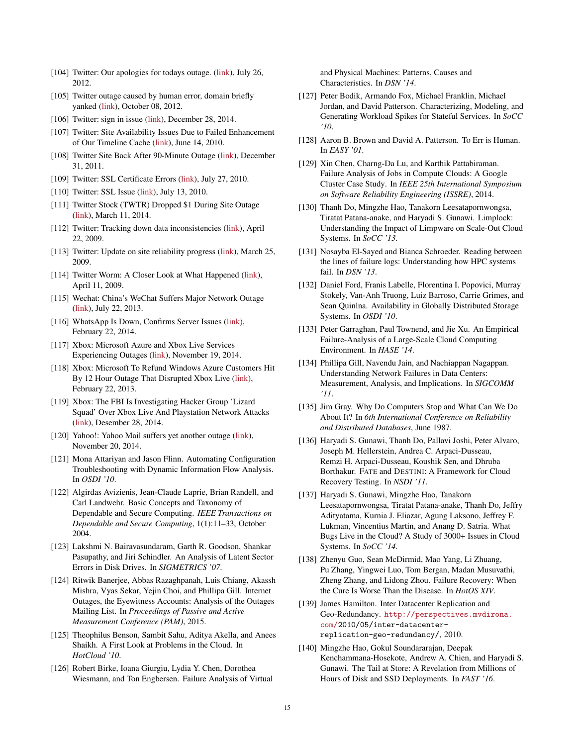[104] Twitter: Our apologies for todays outage. (link), July 26, 2012.

[105] Twitter outage caused by human error, domain briefly yanked (link), October 08, 2012.

[106] Twitter: sign in issue (link), December 28, 2014.

[107] Twitter: Site Availability Issues Due to Failed Enhancement of Our Timeline Cache (link), June 14, 2010.

[108] Twitter Site Back After 90-Minute Outage (link), December 31, 2011.

[109] Twitter: SSL Certificate Errors (link), July 27, 2010.

[110] Twitter: SSL Issue (link), July 13, 2010.

[111] Twitter Stock (TWTR) Dropped $1 During Site Outage (link), March 11, 2014.

[112] Twitter: Tracking down data inconsistencies (link), April 22, 2009.

[113] Twitter: Update on site reliability progress (link), March 25, 2009.

[114] Twitter Worm: A Closer Look at What Happened (link), April 11, 2009.

[115] Wechat: China's WeChat Suffers Major Network Outage (link), July 22, 2013.

[116] WhatsApp Is Down, Confirms Server Issues (link), February 22, 2014.

[117] Xbox: Microsoft Azure and Xbox Live Services Experiencing Outages (link), November 19, 2014.

[118] Xbox: Microsoft To Refund Windows Azure Customers Hit By 12 Hour Outage That Disrupted Xbox Live (link), February 22, 2013.

[119] Xbox: The FBI Is Investigating Hacker Group 'Lizard Squad' Over Xbox Live And Playstation Network Attacks (link), Desember 28, 2014.

[120] Yahoo!: Yahoo Mail suffers yet another outage (link), November 20, 2014.

[121] Mona Attariyan and Jason Flinn. Automating Configuration Troubleshooting with Dynamic Information Flow Analysis. In *OSDI '10*.

[122] Algirdas Avizienis, Jean-Claude Laprie, Brian Randell, and Carl Landwehr. Basic Concepts and Taxonomy of Dependable and Secure Computing. *IEEE Transactions on Dependable and Secure Computing*, 1(1):11–33, October 2004.

[123] Lakshmi N. Bairavasundaram, Garth R. Goodson, Shankar Pasupathy, and Jiri Schindler. An Analysis of Latent Sector Errors in Disk Drives. In *SIGMETRICS '07*.

[124] Ritwik Banerjee, Abbas Razaghpanah, Luis Chiang, Akassh Mishra, Vyas Sekar, Yejin Choi, and Phillipa Gill. Internet Outages, the Eyewitness Accounts: Analysis of the Outages Mailing List. In *Proceedings of Passive and Active Measurement Conference (PAM)*, 2015.

[125] Theophilus Benson, Sambit Sahu, Aditya Akella, and Anees Shaikh. A First Look at Problems in the Cloud. In *HotCloud '10*.

[126] Robert Birke, Ioana Giurgiu, Lydia Y. Chen, Dorothea Wiesmann, and Ton Engbersen. Failure Analysis of Virtual and Physical Machines: Patterns, Causes and Characteristics. In *DSN '14*.

[127] Peter Bodik, Armando Fox, Michael Franklin, Michael Jordan, and David Patterson. Characterizing, Modeling, and Generating Workload Spikes for Stateful Services. In *SoCC '10*.

[128] Aaron B. Brown and David A. Patterson. To Err is Human. In *EASY '01*.

[129] Xin Chen, Charng-Da Lu, and Karthik Pattabiraman. Failure Analysis of Jobs in Compute Clouds: A Google Cluster Case Study. In *IEEE 25th International Symposium on Software Reliability Engineering (ISSRE)*, 2014.

[130] Thanh Do, Mingzhe Hao, Tanakorn Leesatapornwongsa, Tiratat Patana-anake, and Haryadi S. Gunawi. Limplock: Understanding the Impact of Limpware on Scale-Out Cloud Systems. In *SoCC '13*.

[131] Nosayba El-Sayed and Bianca Schroeder. Reading between the lines of failure logs: Understanding how HPC systems fail. In *DSN '13*.

[132] Daniel Ford, Franis Labelle, Florentina I. Popovici, Murray Stokely, Van-Anh Truong, Luiz Barroso, Carrie Grimes, and Sean Quinlna. Availability in Globally Distributed Storage Systems. In *OSDI '10*.

[133] Peter Garraghan, Paul Townend, and Jie Xu. An Empirical Failure-Analysis of a Large-Scale Cloud Computing Environment. In *HASE '14*.

[134] Phillipa Gill, Navendu Jain, and Nachiappan Nagappan. Understanding Network Failures in Data Centers: Measurement, Analysis, and Implications. In *SIGCOMM '11*.

[135] Jim Gray. Why Do Computers Stop and What Can We Do About It? In *6th International Conference on Reliability and Distributed Databases*, June 1987.

[136] Haryadi S. Gunawi, Thanh Do, Pallavi Joshi, Peter Alvaro, Joseph M. Hellerstein, Andrea C. Arpaci-Dusseau, Remzi H. Arpaci-Dusseau, Koushik Sen, and Dhruba Borthakur. FATE and DESTINI: A Framework for Cloud Recovery Testing. In *NSDI '11*.

[137] Haryadi S. Gunawi, Mingzhe Hao, Tanakorn Leesatapornwongsa, Tiratat Patana-anake, Thanh Do, Jeffry Adityatama, Kurnia J. Eliazar, Agung Laksono, Jeffrey F. Lukman, Vincentius Martin, and Anang D. Satria. What Bugs Live in the Cloud? A Study of 3000+ Issues in Cloud Systems. In *SoCC '14*.

[138] Zhenyu Guo, Sean McDirmid, Mao Yang, Li Zhuang, Pu Zhang, Yingwei Luo, Tom Bergan, Madan Musuvathi, Zheng Zhang, and Lidong Zhou. Failure Recovery: When the Cure Is Worse Than the Disease. In *HotOS XIV*.

[139] James Hamilton. Inter Datacenter Replication and Geo-Redundancy. `http://perspectives.mvdirona.com/2010/05/inter-datacenter-replication-geo-redundancy/`, 2010.

[140] Mingzhe Hao, Gokul Soundararajan, Deepak Kenchammana-Hosekote, Andrew A. Chien, and Haryadi S. Gunawi. The Tail at Store: A Revelation from Millions of Hours of Disk and SSD Deployments. In *FAST '16*.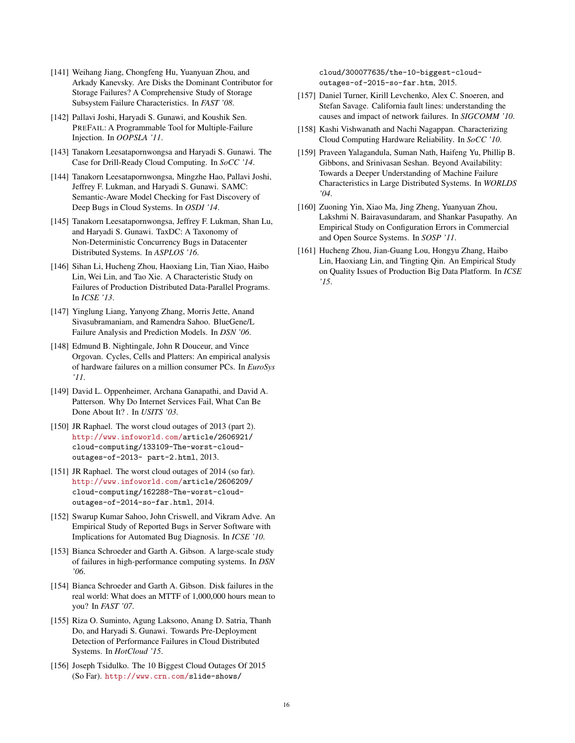[141] Weihang Jiang, Chongfeng Hu, Yuanyuan Zhou, and Arkady Kanevsky. Are Disks the Dominant Contributor for Storage Failures? A Comprehensive Study of Storage Subsystem Failure Characteristics. In *FAST '08*.

[142] Pallavi Joshi, Haryadi S. Gunawi, and Koushik Sen. PREFAIL: A Programmable Tool for Multiple-Failure Injection. In *OOPSLA '11*.

[143] Tanakorn Leesatapornwongsa and Haryadi S. Gunawi. The Case for Drill-Ready Cloud Computing. In *SoCC '14*.

[144] Tanakorn Leesatapornwongsa, Mingzhe Hao, Pallavi Joshi, Jeffrey F. Lukman, and Haryadi S. Gunawi. SAMC: Semantic-Aware Model Checking for Fast Discovery of Deep Bugs in Cloud Systems. In *OSDI '14*.

[145] Tanakorn Leesatapornwongsa, Jeffrey F. Lukman, Shan Lu, and Haryadi S. Gunawi. TaxDC: A Taxonomy of Non-Deterministic Concurrency Bugs in Datacenter Distributed Systems. In *ASPLOS '16*.

[146] Sihan Li, Hucheng Zhou, Haoxiang Lin, Tian Xiao, Haibo Lin, Wei Lin, and Tao Xie. A Characteristic Study on Failures of Production Distributed Data-Parallel Programs. In *ICSE '13*.

[147] Yinglung Liang, Yanyong Zhang, Morris Jette, Anand Sivasubramaniam, and Ramendra Sahoo. BlueGene/L Failure Analysis and Prediction Models. In *DSN '06*.

[148] Edmund B. Nightingale, John R Douceur, and Vince Orgovan. Cycles, Cells and Platters: An empirical analysis of hardware failures on a million consumer PCs. In *EuroSys '11*.

[149] David L. Oppenheimer, Archana Ganapathi, and David A. Patterson. Why Do Internet Services Fail, What Can Be Done About It? . In *USITS '03*.

[150] JR Raphael. The worst cloud outages of 2013 (part 2). `http://www.infoworld.com/article/2606921/cloud-computing/133109-The-worst-cloud-outages-of-2013- part-2.html`, 2013.

[151] JR Raphael. The worst cloud outages of 2014 (so far). `http://www.infoworld.com/article/2606209/cloud-computing/162288-The-worst-cloud-outages-of-2014-so-far.html`, 2014.

[152] Swarup Kumar Sahoo, John Criswell, and Vikram Adve. An Empirical Study of Reported Bugs in Server Software with Implications for Automated Bug Diagnosis. In *ICSE '10*.

[153] Bianca Schroeder and Garth A. Gibson. A large-scale study of failures in high-performance computing systems. In *DSN '06*.

[154] Bianca Schroeder and Garth A. Gibson. Disk failures in the real world: What does an MTTF of 1,000,000 hours mean to you? In *FAST '07*.

[155] Riza O. Suminto, Agung Laksono, Anang D. Satria, Thanh Do, and Haryadi S. Gunawi. Towards Pre-Deployment Detection of Performance Failures in Cloud Distributed Systems. In *HotCloud '15*.

[156] Joseph Tsidulko. The 10 Biggest Cloud Outages Of 2015 (So Far). `http://www.crn.com/slide-shows/cloud/300077635/the-10-biggest-cloud-outages-of-2015-so-far.htm`, 2015.

[157] Daniel Turner, Kirill Levchenko, Alex C. Snoeren, and Stefan Savage. California fault lines: understanding the causes and impact of network failures. In *SIGCOMM '10*.

[158] Kashi Vishwanath and Nachi Nagappan. Characterizing Cloud Computing Hardware Reliability. In *SoCC '10*.

[159] Praveen Yalagandula, Suman Nath, Haifeng Yu, Phillip B. Gibbons, and Srinivasan Seshan. Beyond Availability: Towards a Deeper Understanding of Machine Failure Characteristics in Large Distributed Systems. In *WORLDS '04*.

[160] Zuoning Yin, Xiao Ma, Jing Zheng, Yuanyuan Zhou, Lakshmi N. Bairavasundaram, and Shankar Pasupathy. An Empirical Study on Configuration Errors in Commercial and Open Source Systems. In *SOSP '11*.

[161] Hucheng Zhou, Jian-Guang Lou, Hongyu Zhang, Haibo Lin, Haoxiang Lin, and Tingting Qin. An Empirical Study on Quality Issues of Production Big Data Platform. In *ICSE '15*.